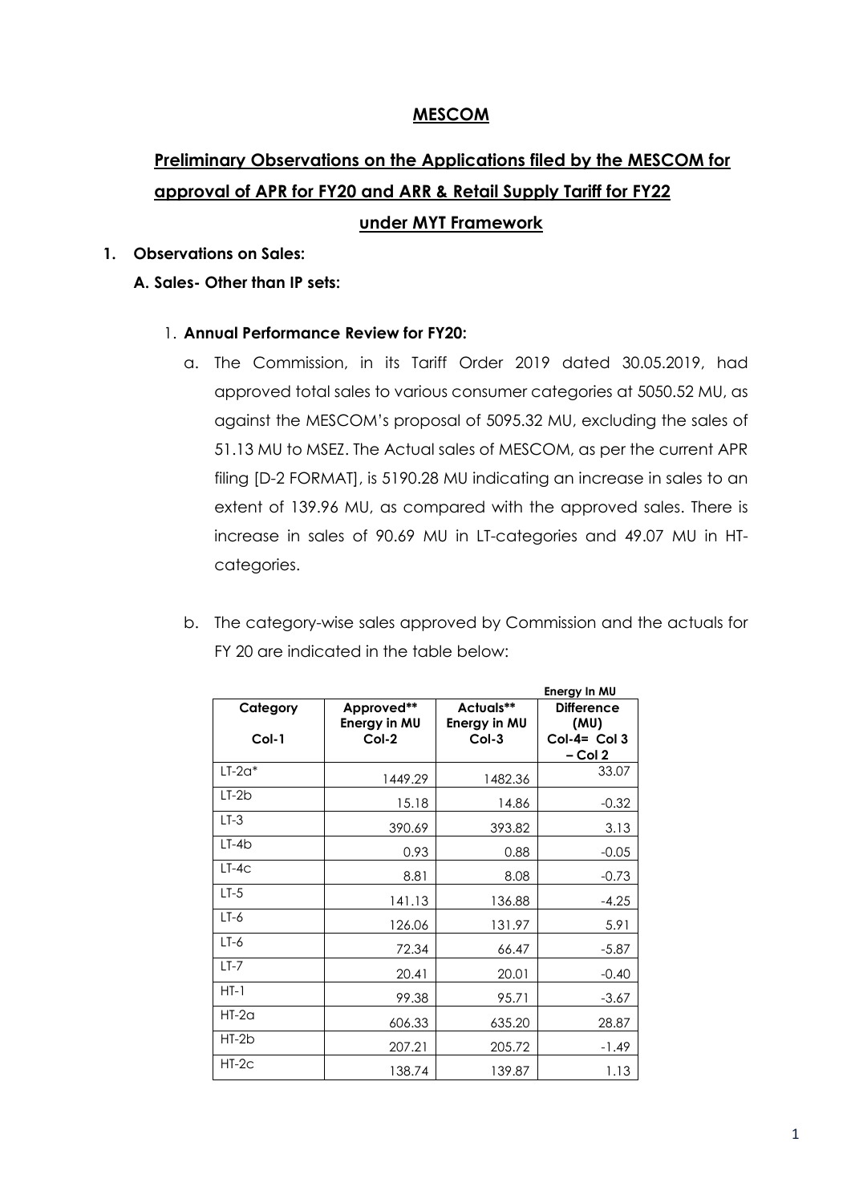## MESCOM

## Preliminary Observations on the Applications filed by the MESCOM for approval of APR for FY20 and ARR & Retail Supply Tariff for FY22 under MYT Framework

1. **Observations on Sales:**

   **A. Sales- Other than IP sets:**

   1. **Annual Performance Review for FY20:**

      a. The Commission, in its Tariff Order 2019 dated 30.05.2019, had approved total sales to various consumer categories at 5050.52 MU, as against the MESCOM's proposal of 5095.32 MU, excluding the sales of 51.13 MU to MSEZ. The Actual sales of MESCOM, as per the current APR filing [D-2 FORMAT], is 5190.28 MU indicating an increase in sales to an extent of 139.96 MU, as compared with the approved sales. There is increase in sales of 90.69 MU in LT-categories and 49.07 MU in HT-categories.

      b. The category-wise sales approved by Commission and the actuals for FY 20 are indicated in the table below:

Energy In MU

| Category<br>Col-1 | Approved** Energy in MU<br>Col-2 | Actuals** Energy in MU<br>Col-3 | Difference (MU)<br>Col-4= Col 3 – Col 2 |
|---|---|---|---|
| LT-2a* | 1449.29 | 1482.36 | 33.07 |
| LT-2b | 15.18 | 14.86 | -0.32 |
| LT-3 | 390.69 | 393.82 | 3.13 |
| LT-4b | 0.93 | 0.88 | -0.05 |
| LT-4c | 8.81 | 8.08 | -0.73 |
| LT-5 | 141.13 | 136.88 | -4.25 |
| LT-6 | 126.06 | 131.97 | 5.91 |
| LT-6 | 72.34 | 66.47 | -5.87 |
| LT-7 | 20.41 | 20.01 | -0.40 |
| HT-1 | 99.38 | 95.71 | -3.67 |
| HT-2a | 606.33 | 635.20 | 28.87 |
| HT-2b | 207.21 | 205.72 | -1.49 |
| HT-2c | 138.74 | 139.87 | 1.13 |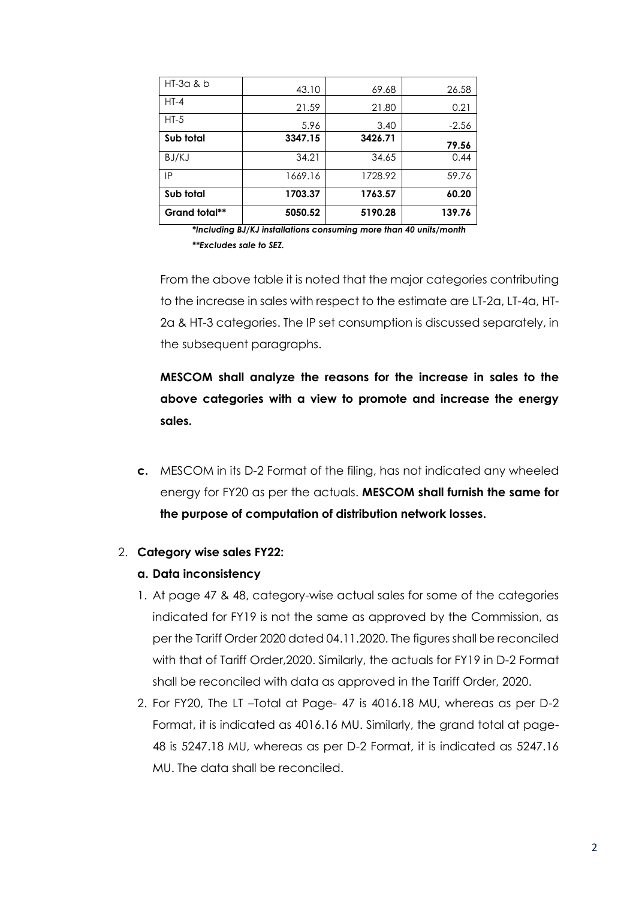| HT-3a & b | 43.10 | 69.68 | 26.58 |
|---|---|---|---|
| HT-4 | 21.59 | 21.80 | 0.21 |
| HT-5 | 5.96 | 3.40 | -2.56 |
| **Sub total** | **3347.15** | **3426.71** | **79.56** |
| BJ/KJ | 34.21 | 34.65 | 0.44 |
| IP | 1669.16 | 1728.92 | 59.76 |
| **Sub total** | **1703.37** | **1763.57** | **60.20** |
| **Grand total**** | **5050.52** | **5190.28** | **139.76** |

***Including BJ/KJ installations consuming more than 40 units/month***

*****Excludes sale to SEZ.***

From the above table it is noted that the major categories contributing to the increase in sales with respect to the estimate are LT-2a, LT-4a, HT-2a & HT-3 categories. The IP set consumption is discussed separately, in the subsequent paragraphs.

**MESCOM shall analyze the reasons for the increase in sales to the above categories with a view to promote and increase the energy sales.**

**c.** MESCOM in its D-2 Format of the filing, has not indicated any wheeled energy for FY20 as per the actuals. **MESCOM shall furnish the same for the purpose of computation of distribution network losses.**

2. **Category wise sales FY22:**

**a. Data inconsistency**

1. At page 47 & 48, category-wise actual sales for some of the categories indicated for FY19 is not the same as approved by the Commission, as per the Tariff Order 2020 dated 04.11.2020. The figures shall be reconciled with that of Tariff Order,2020. Similarly, the actuals for FY19 in D-2 Format shall be reconciled with data as approved in the Tariff Order, 2020.
2. For FY20, The LT –Total at Page- 47 is 4016.18 MU, whereas as per D-2 Format, it is indicated as 4016.16 MU. Similarly, the grand total at page-48 is 5247.18 MU, whereas as per D-2 Format, it is indicated as 5247.16 MU. The data shall be reconciled.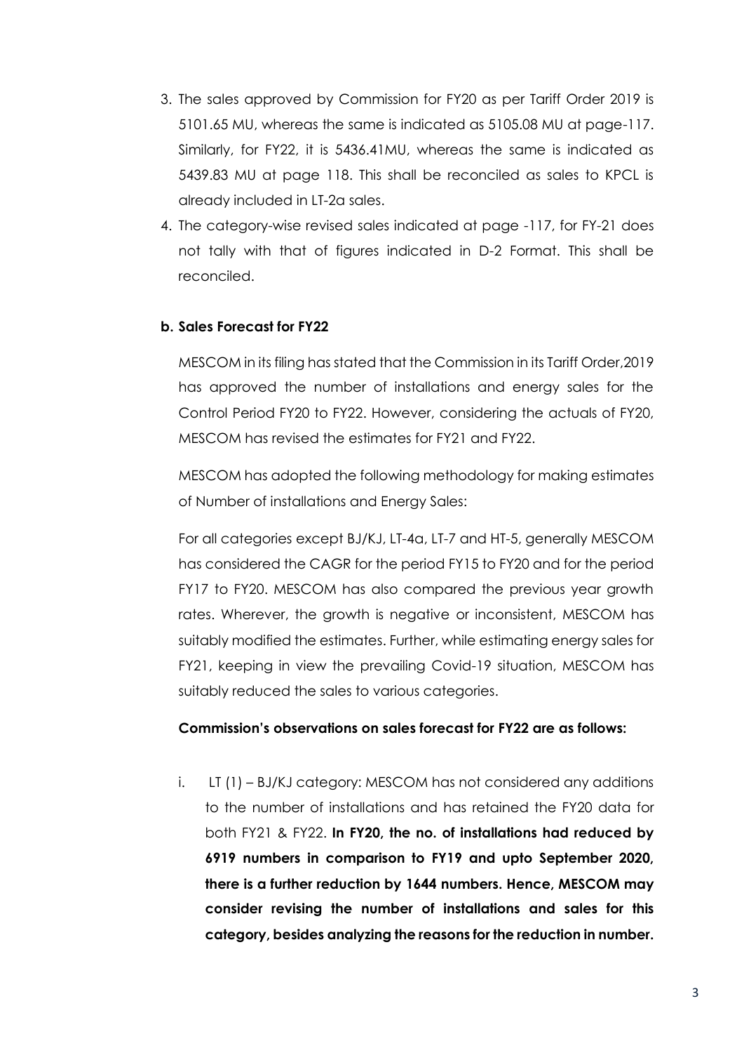3. The sales approved by Commission for FY20 as per Tariff Order 2019 is 5101.65 MU, whereas the same is indicated as 5105.08 MU at page-117. Similarly, for FY22, it is 5436.41MU, whereas the same is indicated as 5439.83 MU at page 118. This shall be reconciled as sales to KPCL is already included in LT-2a sales.
4. The category-wise revised sales indicated at page -117, for FY-21 does not tally with that of figures indicated in D-2 Format. This shall be reconciled.

**b. Sales Forecast for FY22**

MESCOM in its filing has stated that the Commission in its Tariff Order,2019 has approved the number of installations and energy sales for the Control Period FY20 to FY22. However, considering the actuals of FY20, MESCOM has revised the estimates for FY21 and FY22.

MESCOM has adopted the following methodology for making estimates of Number of installations and Energy Sales:

For all categories except BJ/KJ, LT-4a, LT-7 and HT-5, generally MESCOM has considered the CAGR for the period FY15 to FY20 and for the period FY17 to FY20. MESCOM has also compared the previous year growth rates. Wherever, the growth is negative or inconsistent, MESCOM has suitably modified the estimates. Further, while estimating energy sales for FY21, keeping in view the prevailing Covid-19 situation, MESCOM has suitably reduced the sales to various categories.

**Commission's observations on sales forecast for FY22 are as follows:**

i. LT (1) – BJ/KJ category: MESCOM has not considered any additions to the number of installations and has retained the FY20 data for both FY21 & FY22. **In FY20, the no. of installations had reduced by 6919 numbers in comparison to FY19 and upto September 2020, there is a further reduction by 1644 numbers. Hence, MESCOM may consider revising the number of installations and sales for this category, besides analyzing the reasons for the reduction in number.**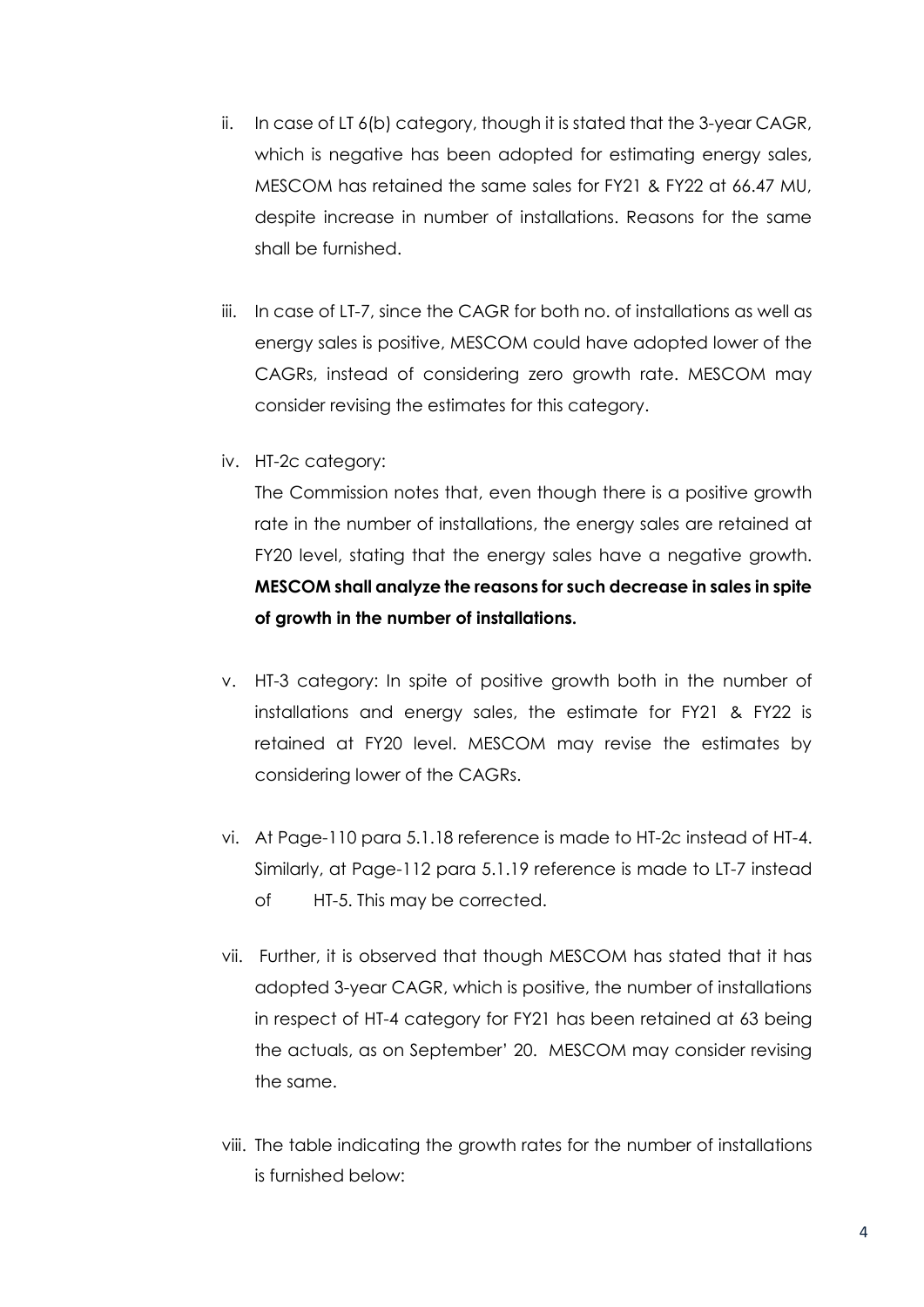ii. In case of LT 6(b) category, though it is stated that the 3-year CAGR, which is negative has been adopted for estimating energy sales, MESCOM has retained the same sales for FY21 & FY22 at 66.47 MU, despite increase in number of installations. Reasons for the same shall be furnished.

iii. In case of LT-7, since the CAGR for both no. of installations as well as energy sales is positive, MESCOM could have adopted lower of the CAGRs, instead of considering zero growth rate. MESCOM may consider revising the estimates for this category.

iv. HT-2c category:

   The Commission notes that, even though there is a positive growth rate in the number of installations, the energy sales are retained at FY20 level, stating that the energy sales have a negative growth. **MESCOM shall analyze the reasons for such decrease in sales in spite of growth in the number of installations.**

v. HT-3 category: In spite of positive growth both in the number of installations and energy sales, the estimate for FY21 & FY22 is retained at FY20 level. MESCOM may revise the estimates by considering lower of the CAGRs.

vi. At Page-110 para 5.1.18 reference is made to HT-2c instead of HT-4. Similarly, at Page-112 para 5.1.19 reference is made to LT-7 instead of HT-5. This may be corrected.

vii. Further, it is observed that though MESCOM has stated that it has adopted 3-year CAGR, which is positive, the number of installations in respect of HT-4 category for FY21 has been retained at 63 being the actuals, as on September' 20. MESCOM may consider revising the same.

viii. The table indicating the growth rates for the number of installations is furnished below: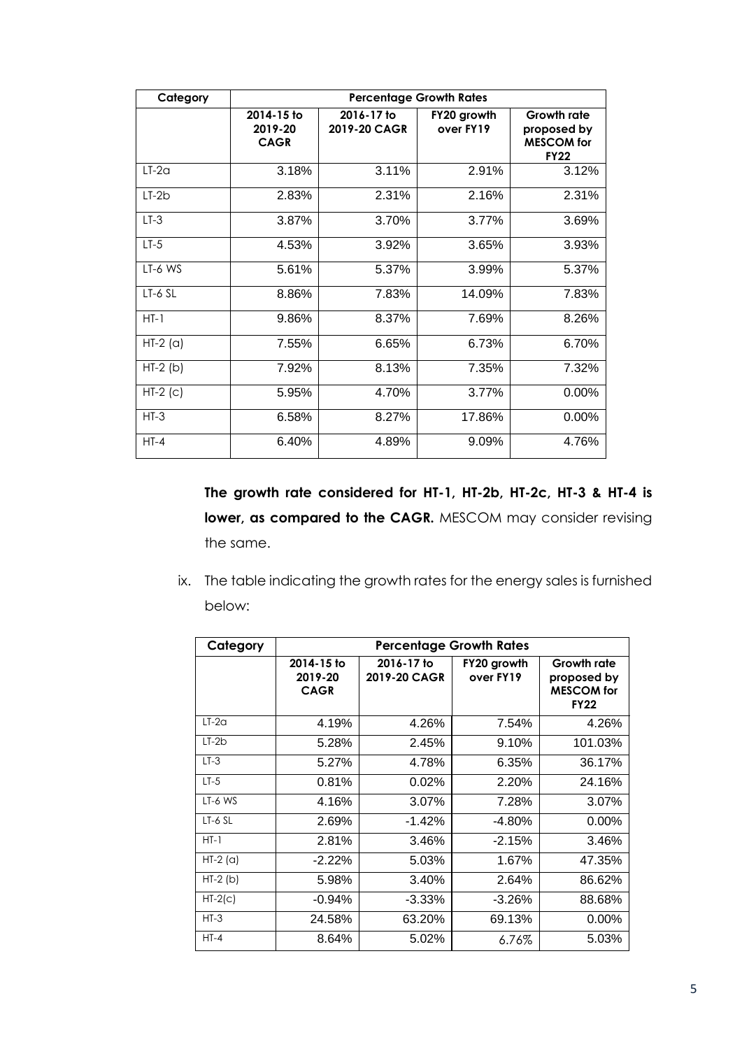| Category | Percentage Growth Rates | | | |
|---|---|---|---|---|
| | 2014-15 to 2019-20 CAGR | 2016-17 to 2019-20 CAGR | FY20 growth over FY19 | Growth rate proposed by MESCOM for FY22 |
| LT-2a | 3.18% | 3.11% | 2.91% | 3.12% |
| LT-2b | 2.83% | 2.31% | 2.16% | 2.31% |
| LT-3 | 3.87% | 3.70% | 3.77% | 3.69% |
| LT-5 | 4.53% | 3.92% | 3.65% | 3.93% |
| LT-6 WS | 5.61% | 5.37% | 3.99% | 5.37% |
| LT-6 SL | 8.86% | 7.83% | 14.09% | 7.83% |
| HT-1 | 9.86% | 8.37% | 7.69% | 8.26% |
| HT-2 (a) | 7.55% | 6.65% | 6.73% | 6.70% |
| HT-2 (b) | 7.92% | 8.13% | 7.35% | 7.32% |
| HT-2 (c) | 5.95% | 4.70% | 3.77% | 0.00% |
| HT-3 | 6.58% | 8.27% | 17.86% | 0.00% |
| HT-4 | 6.40% | 4.89% | 9.09% | 4.76% |

**The growth rate considered for HT-1, HT-2b, HT-2c, HT-3 & HT-4 is lower, as compared to the CAGR.** MESCOM may consider revising the same.

ix. The table indicating the growth rates for the energy sales is furnished below:

| Category | Percentage Growth Rates | | | |
|---|---|---|---|---|
| | 2014-15 to 2019-20 CAGR | 2016-17 to 2019-20 CAGR | FY20 growth over FY19 | Growth rate proposed by MESCOM for FY22 |
| LT-2a | 4.19% | 4.26% | 7.54% | 4.26% |
| LT-2b | 5.28% | 2.45% | 9.10% | 101.03% |
| LT-3 | 5.27% | 4.78% | 6.35% | 36.17% |
| LT-5 | 0.81% | 0.02% | 2.20% | 24.16% |
| LT-6 WS | 4.16% | 3.07% | 7.28% | 3.07% |
| LT-6 SL | 2.69% | -1.42% | -4.80% | 0.00% |
| HT-1 | 2.81% | 3.46% | -2.15% | 3.46% |
| HT-2 (a) | -2.22% | 5.03% | 1.67% | 47.35% |
| HT-2 (b) | 5.98% | 3.40% | 2.64% | 86.62% |
| HT-2(c) | -0.94% | -3.33% | -3.26% | 88.68% |
| HT-3 | 24.58% | 63.20% | 69.13% | 0.00% |
| HT-4 | 8.64% | 5.02% | 6.76% | 5.03% |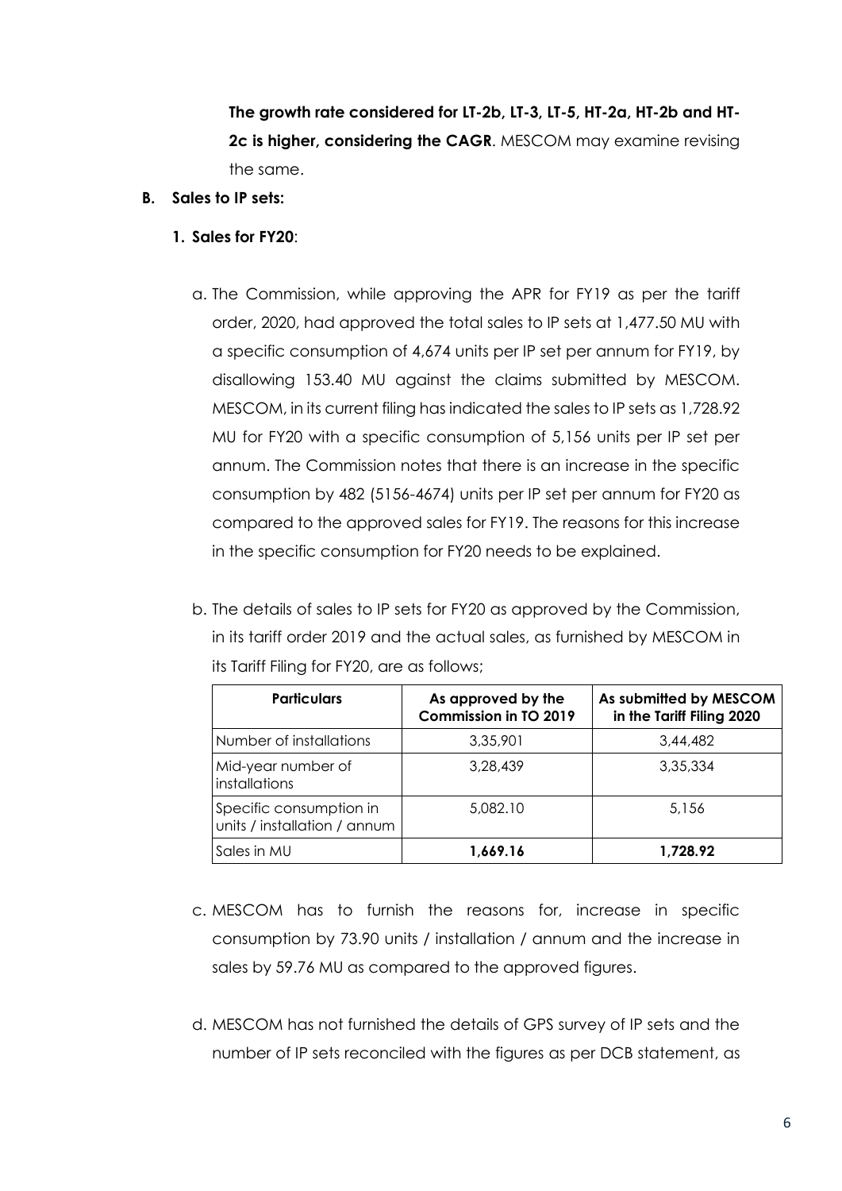**The growth rate considered for LT-2b, LT-3, LT-5, HT-2a, HT-2b and HT-2c is higher, considering the CAGR**. MESCOM may examine revising the same.

**B. Sales to IP sets:**

**1. Sales for FY20**:

a. The Commission, while approving the APR for FY19 as per the tariff order, 2020, had approved the total sales to IP sets at 1,477.50 MU with a specific consumption of 4,674 units per IP set per annum for FY19, by disallowing 153.40 MU against the claims submitted by MESCOM. MESCOM, in its current filing has indicated the sales to IP sets as 1,728.92 MU for FY20 with a specific consumption of 5,156 units per IP set per annum. The Commission notes that there is an increase in the specific consumption by 482 (5156-4674) units per IP set per annum for FY20 as compared to the approved sales for FY19. The reasons for this increase in the specific consumption for FY20 needs to be explained.

b. The details of sales to IP sets for FY20 as approved by the Commission, in its tariff order 2019 and the actual sales, as furnished by MESCOM in its Tariff Filing for FY20, are as follows;

| Particulars | As approved by the Commission in TO 2019 | As submitted by MESCOM in the Tariff Filing 2020 |
|---|---|---|
| Number of installations | 3,35,901 | 3,44,482 |
| Mid-year number of installations | 3,28,439 | 3,35,334 |
| Specific consumption in units / installation / annum | 5,082.10 | 5,156 |
| Sales in MU | **1,669.16** | **1,728.92** |

c. MESCOM has to furnish the reasons for, increase in specific consumption by 73.90 units / installation / annum and the increase in sales by 59.76 MU as compared to the approved figures.

d. MESCOM has not furnished the details of GPS survey of IP sets and the number of IP sets reconciled with the figures as per DCB statement, as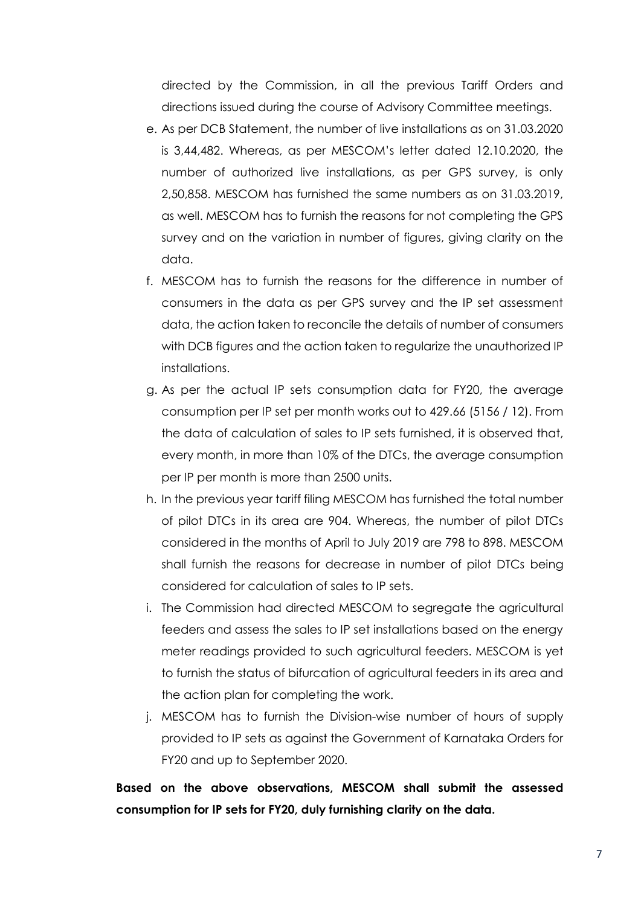directed by the Commission, in all the previous Tariff Orders and directions issued during the course of Advisory Committee meetings.

e. As per DCB Statement, the number of live installations as on 31.03.2020 is 3,44,482. Whereas, as per MESCOM's letter dated 12.10.2020, the number of authorized live installations, as per GPS survey, is only 2,50,858. MESCOM has furnished the same numbers as on 31.03.2019, as well. MESCOM has to furnish the reasons for not completing the GPS survey and on the variation in number of figures, giving clarity on the data.

f. MESCOM has to furnish the reasons for the difference in number of consumers in the data as per GPS survey and the IP set assessment data, the action taken to reconcile the details of number of consumers with DCB figures and the action taken to regularize the unauthorized IP installations.

g. As per the actual IP sets consumption data for FY20, the average consumption per IP set per month works out to 429.66 (5156 / 12). From the data of calculation of sales to IP sets furnished, it is observed that, every month, in more than 10% of the DTCs, the average consumption per IP per month is more than 2500 units.

h. In the previous year tariff filing MESCOM has furnished the total number of pilot DTCs in its area are 904. Whereas, the number of pilot DTCs considered in the months of April to July 2019 are 798 to 898. MESCOM shall furnish the reasons for decrease in number of pilot DTCs being considered for calculation of sales to IP sets.

i. The Commission had directed MESCOM to segregate the agricultural feeders and assess the sales to IP set installations based on the energy meter readings provided to such agricultural feeders. MESCOM is yet to furnish the status of bifurcation of agricultural feeders in its area and the action plan for completing the work.

j. MESCOM has to furnish the Division-wise number of hours of supply provided to IP sets as against the Government of Karnataka Orders for FY20 and up to September 2020.

**Based on the above observations, MESCOM shall submit the assessed consumption for IP sets for FY20, duly furnishing clarity on the data.**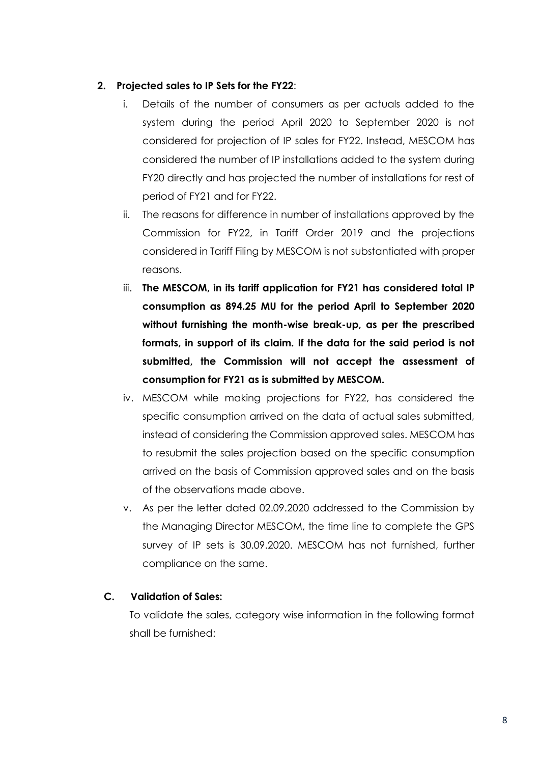**2. Projected sales to IP Sets for the FY22**:

i. Details of the number of consumers as per actuals added to the system during the period April 2020 to September 2020 is not considered for projection of IP sales for FY22. Instead, MESCOM has considered the number of IP installations added to the system during FY20 directly and has projected the number of installations for rest of period of FY21 and for FY22.

ii. The reasons for difference in number of installations approved by the Commission for FY22, in Tariff Order 2019 and the projections considered in Tariff Filing by MESCOM is not substantiated with proper reasons.

iii. **The MESCOM, in its tariff application for FY21 has considered total IP consumption as 894.25 MU for the period April to September 2020 without furnishing the month-wise break-up, as per the prescribed formats, in support of its claim. If the data for the said period is not submitted, the Commission will not accept the assessment of consumption for FY21 as is submitted by MESCOM.**

iv. MESCOM while making projections for FY22, has considered the specific consumption arrived on the data of actual sales submitted, instead of considering the Commission approved sales. MESCOM has to resubmit the sales projection based on the specific consumption arrived on the basis of Commission approved sales and on the basis of the observations made above.

v. As per the letter dated 02.09.2020 addressed to the Commission by the Managing Director MESCOM, the time line to complete the GPS survey of IP sets is 30.09.2020. MESCOM has not furnished, further compliance on the same.

**C. Validation of Sales:**

To validate the sales, category wise information in the following format shall be furnished: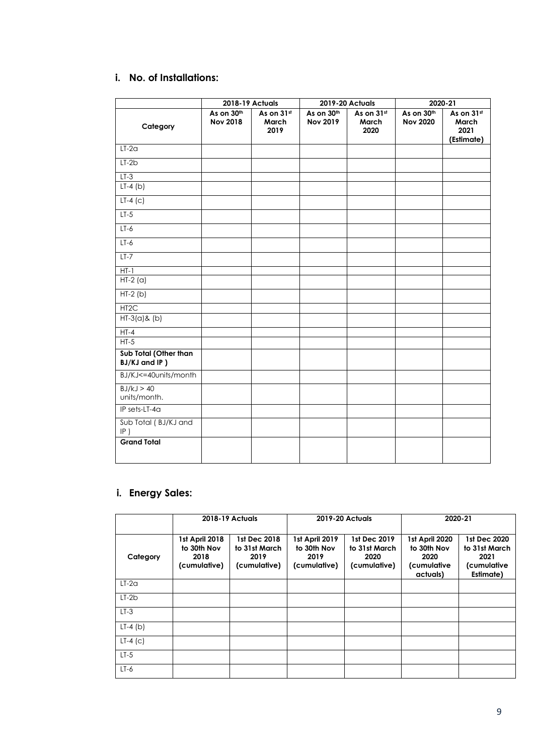### i. No. of Installations:

| | 2018-19 Actuals | | 2019-20 Actuals | | 2020-21 | |
|---|---|---|---|---|---|---|
| Category | As on 30th Nov 2018 | As on 31st March 2019 | As on 30th Nov 2019 | As on 31st March 2020 | As on 30th Nov 2020 | As on 31st March 2021 (Estimate) |
| LT-2a | | | | | | |
| LT-2b | | | | | | |
| LT-3 | | | | | | |
| LT-4 (b) | | | | | | |
| LT-4 (c) | | | | | | |
| LT-5 | | | | | | |
| LT-6 | | | | | | |
| LT-6 | | | | | | |
| LT-7 | | | | | | |
| HT-1 | | | | | | |
| HT-2 (a) | | | | | | |
| HT-2 (b) | | | | | | |
| HT2C | | | | | | |
| HT-3(a)& (b) | | | | | | |
| HT-4 | | | | | | |
| HT-5 | | | | | | |
| **Sub Total (Other than BJ/KJ and IP )** | | | | | | |
| BJ/KJ<=40units/month | | | | | | |
| BJ/kJ > 40 units/month. | | | | | | |
| IP sets-LT-4a | | | | | | |
| Sub Total ( BJ/KJ and IP ) | | | | | | |
| **Grand Total** | | | | | | |

### i. Energy Sales:

| | 2018-19 Actuals | | 2019-20 Actuals | | 2020-21 | |
|---|---|---|---|---|---|---|
| Category | 1st April 2018 to 30th Nov 2018 (cumulative) | 1st Dec 2018 to 31st March 2019 (cumulative) | 1st April 2019 to 30th Nov 2019 (cumulative) | 1st Dec 2019 to 31st March 2020 (cumulative) | 1st April 2020 to 30th Nov 2020 (cumulative actuals) | 1st Dec 2020 to 31st March 2021 (cumulative Estimate) |
| LT-2a | | | | | | |
| LT-2b | | | | | | |
| LT-3 | | | | | | |
| LT-4 (b) | | | | | | |
| LT-4 (c) | | | | | | |
| LT-5 | | | | | | |
| LT-6 | | | | | | |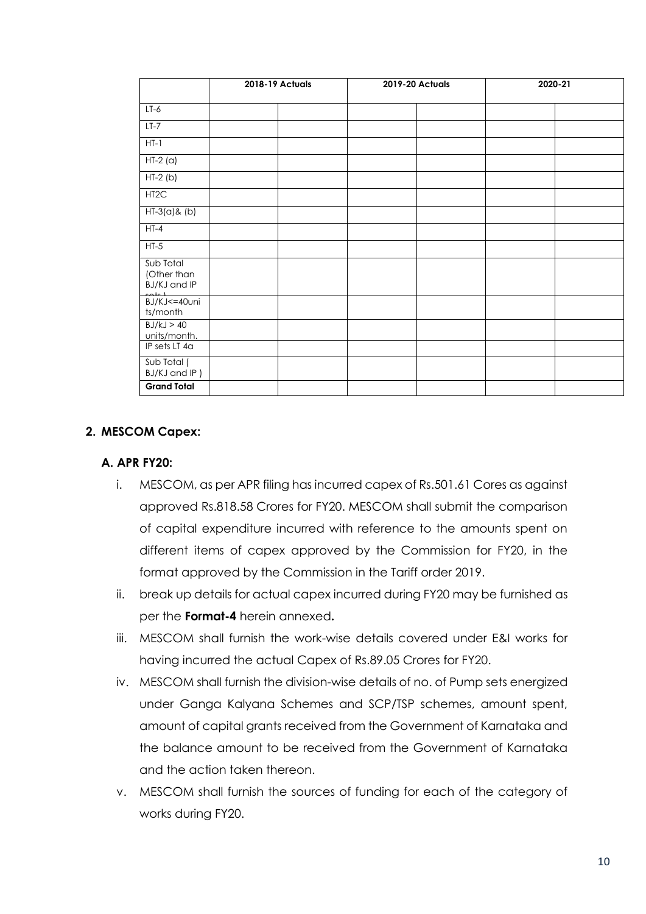| | 2018-19 Actuals | | 2019-20 Actuals | | 2020-21 | |
|---|---|---|---|---|---|---|
| LT-6 | | | | | | |
| LT-7 | | | | | | |
| HT-1 | | | | | | |
| HT-2 (a) | | | | | | |
| HT-2 (b) | | | | | | |
| HT2C | | | | | | |
| HT-3(a)& (b) | | | | | | |
| HT-4 | | | | | | |
| HT-5 | | | | | | |
| Sub Total (Other than BJ/KJ and IP sets ) | | | | | | |
| BJ/KJ<=40units/month | | | | | | |
| BJ/kJ > 40 units/month. | | | | | | |
| IP sets LT 4a | | | | | | |
| Sub Total ( BJ/KJ and IP ) | | | | | | |
| **Grand Total** | | | | | | |

## 2. MESCOM Capex:

### A. APR FY20:

i. MESCOM, as per APR filing has incurred capex of Rs.501.61 Cores as against approved Rs.818.58 Crores for FY20. MESCOM shall submit the comparison of capital expenditure incurred with reference to the amounts spent on different items of capex approved by the Commission for FY20, in the format approved by the Commission in the Tariff order 2019.

ii. break up details for actual capex incurred during FY20 may be furnished as per the **Format-4** herein annexed**.**

iii. MESCOM shall furnish the work-wise details covered under E&I works for having incurred the actual Capex of Rs.89.05 Crores for FY20.

iv. MESCOM shall furnish the division-wise details of no. of Pump sets energized under Ganga Kalyana Schemes and SCP/TSP schemes, amount spent, amount of capital grants received from the Government of Karnataka and the balance amount to be received from the Government of Karnataka and the action taken thereon.

v. MESCOM shall furnish the sources of funding for each of the category of works during FY20.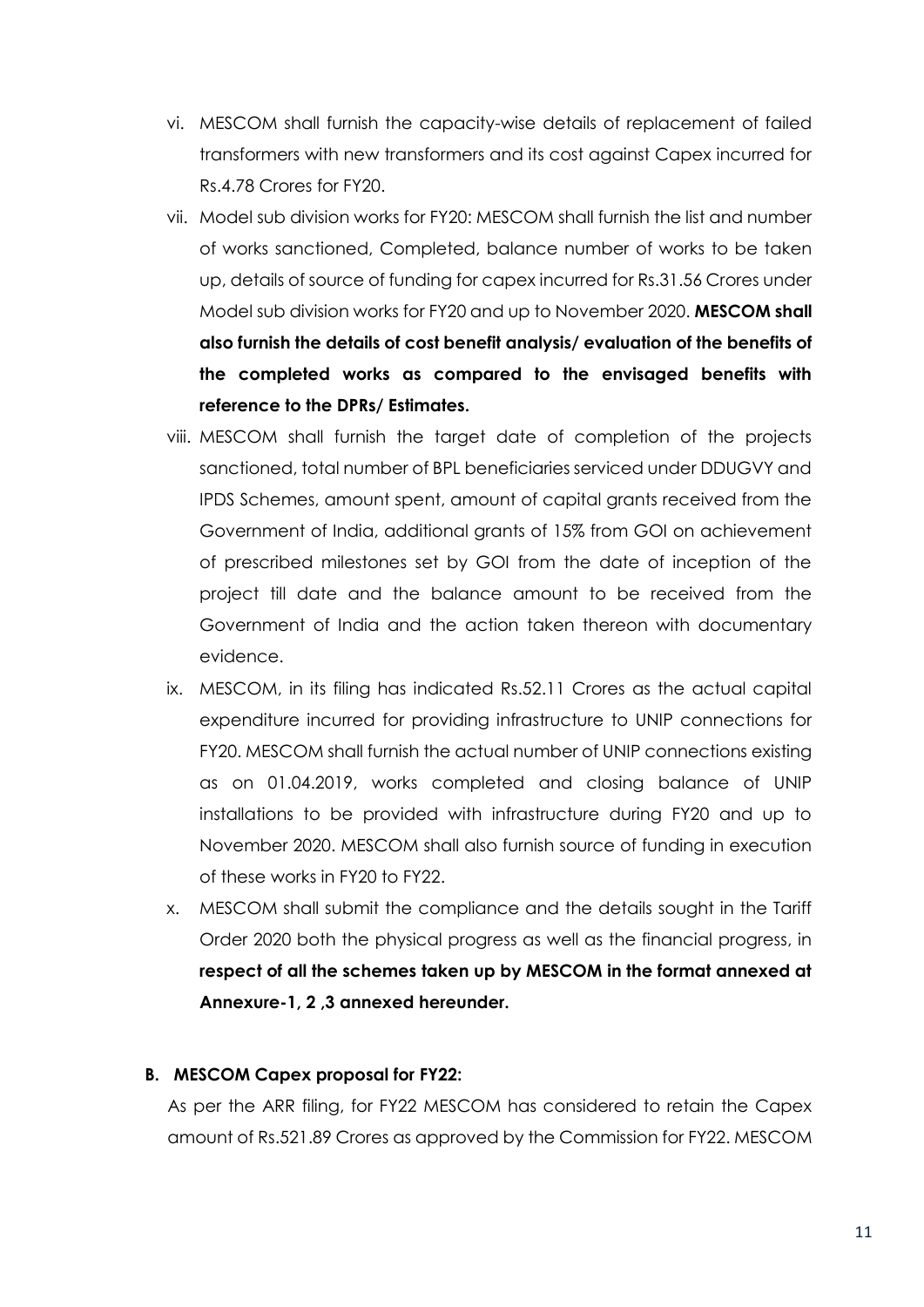vi. MESCOM shall furnish the capacity-wise details of replacement of failed transformers with new transformers and its cost against Capex incurred for Rs.4.78 Crores for FY20.

vii. Model sub division works for FY20: MESCOM shall furnish the list and number of works sanctioned, Completed, balance number of works to be taken up, details of source of funding for capex incurred for Rs.31.56 Crores under Model sub division works for FY20 and up to November 2020. **MESCOM shall also furnish the details of cost benefit analysis/ evaluation of the benefits of the completed works as compared to the envisaged benefits with reference to the DPRs/ Estimates.**

viii. MESCOM shall furnish the target date of completion of the projects sanctioned, total number of BPL beneficiaries serviced under DDUGVY and IPDS Schemes, amount spent, amount of capital grants received from the Government of India, additional grants of 15% from GOI on achievement of prescribed milestones set by GOI from the date of inception of the project till date and the balance amount to be received from the Government of India and the action taken thereon with documentary evidence.

ix. MESCOM, in its filing has indicated Rs.52.11 Crores as the actual capital expenditure incurred for providing infrastructure to UNIP connections for FY20. MESCOM shall furnish the actual number of UNIP connections existing as on 01.04.2019, works completed and closing balance of UNIP installations to be provided with infrastructure during FY20 and up to November 2020. MESCOM shall also furnish source of funding in execution of these works in FY20 to FY22.

x. MESCOM shall submit the compliance and the details sought in the Tariff Order 2020 both the physical progress as well as the financial progress, in **respect of all the schemes taken up by MESCOM in the format annexed at Annexure-1, 2 ,3 annexed hereunder.**

**B. MESCOM Capex proposal for FY22:**

As per the ARR filing, for FY22 MESCOM has considered to retain the Capex amount of Rs.521.89 Crores as approved by the Commission for FY22. MESCOM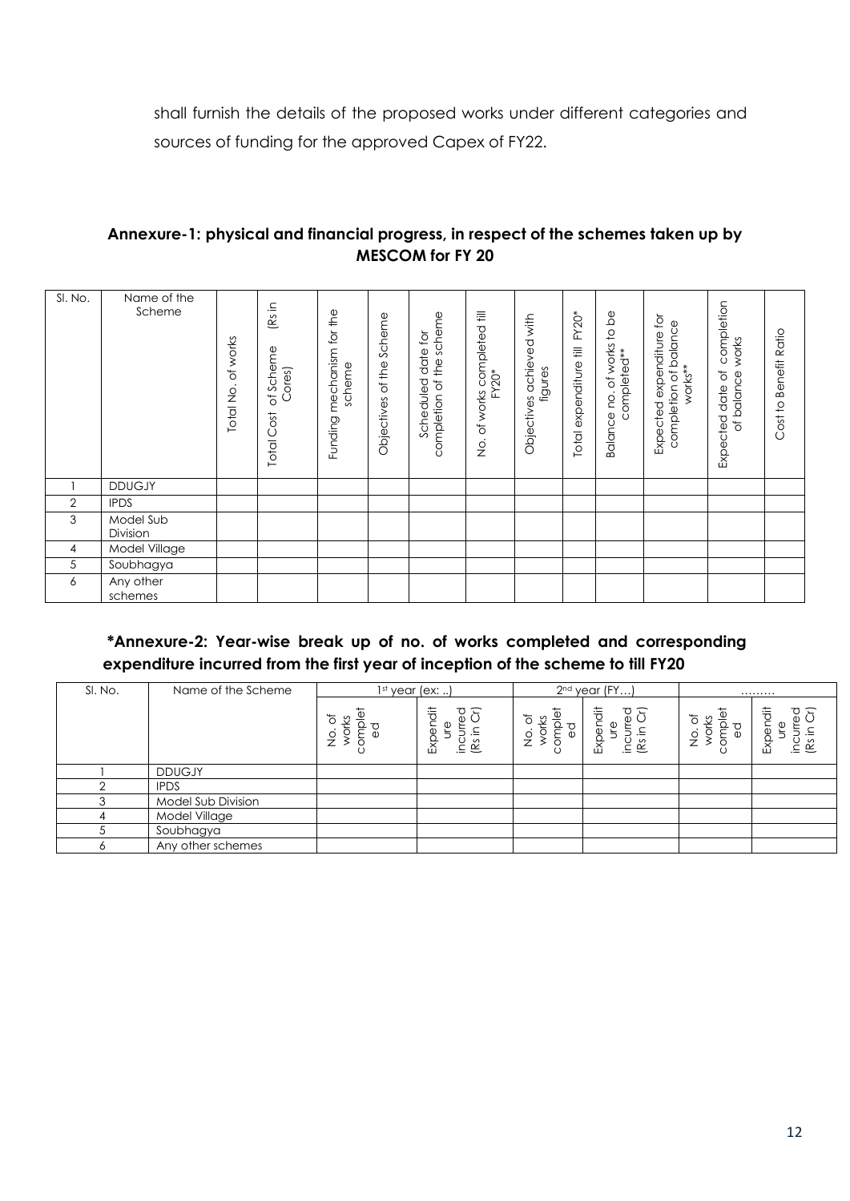shall furnish the details of the proposed works under different categories and sources of funding for the approved Capex of FY22.

### Annexure-1: physical and financial progress, in respect of the schemes taken up by MESCOM for FY 20

| Sl. No. | Name of the Scheme | Total No. of works | Total Cost of Scheme (Rs in Cores) | Funding mechanism for the scheme | Objectives of the Scheme | Scheduled date for completion of the scheme | No. of works completed till FY20* | Objectives achieved with figures | Total expenditure till FY20* | Balance no. of works to be completed** | Expected expenditure for completion of balance works** | Expected date of completion of balance works | Cost to Benefit Ratio |
|---|---|---|---|---|---|---|---|---|---|---|---|---|---|
| 1 | DDUGJY | | | | | | | | | | | | |
| 2 | IPDS | | | | | | | | | | | | |
| 3 | Model Sub Division | | | | | | | | | | | | |
| 4 | Model Village | | | | | | | | | | | | |
| 5 | Soubhagya | | | | | | | | | | | | |
| 6 | Any other schemes | | | | | | | | | | | | |

### *Annexure-2: Year-wise break up of no. of works completed and corresponding expenditure incurred from the first year of inception of the scheme to till FY20

| Sl. No. | Name of the Scheme | 1st year (ex: ..) | | 2nd year (FY…) | | ……… | |
|---|---|---|---|---|---|---|---|
| | | No. of works completed | Expenditure incurred (Rs in Cr) | No. of works completed | Expenditure incurred (Rs in Cr) | No. of works completed | Expenditure incurred (Rs in Cr) |
| 1 | DDUGJY | | | | | | |
| 2 | IPDS | | | | | | |
| 3 | Model Sub Division | | | | | | |
| 4 | Model Village | | | | | | |
| 5 | Soubhagya | | | | | | |
| 6 | Any other schemes | | | | | | |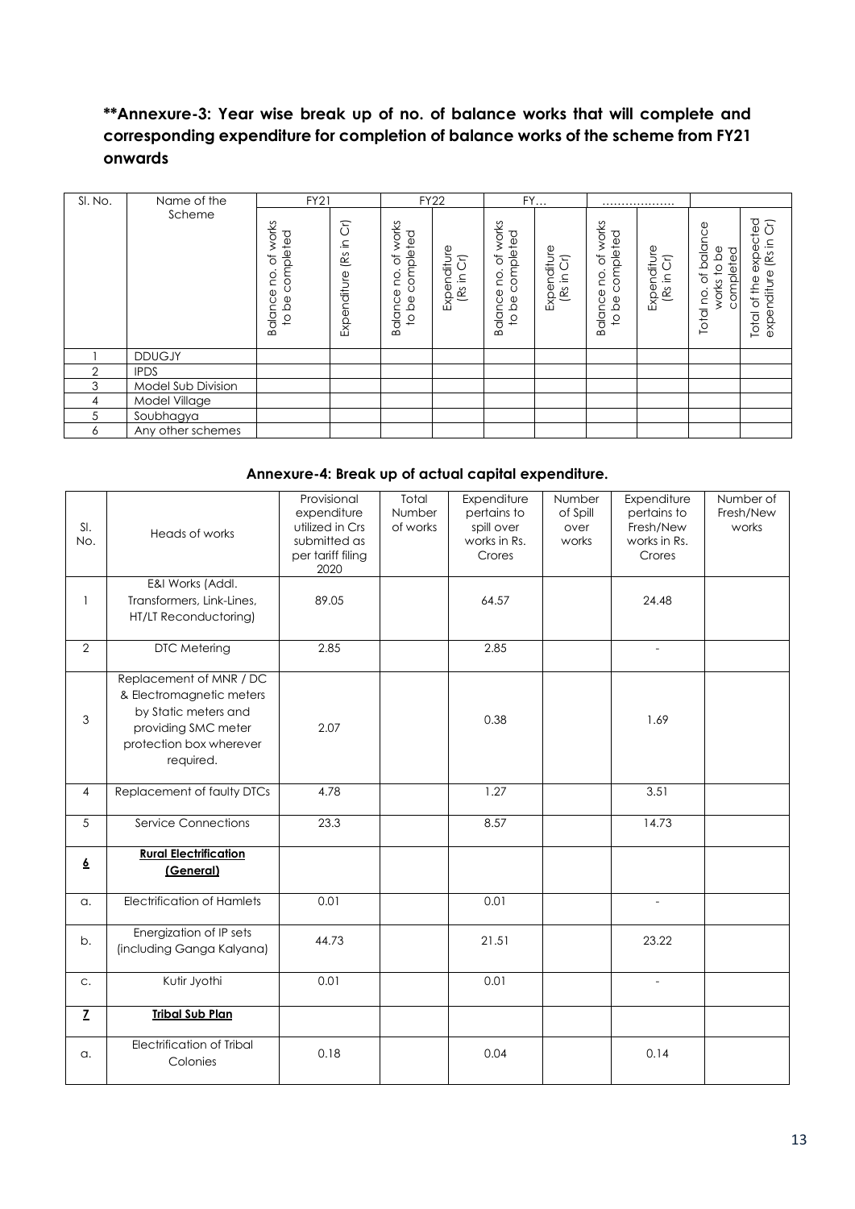**\*\*Annexure-3: Year wise break up of no. of balance works that will complete and corresponding expenditure for completion of balance works of the scheme from FY21 onwards**

| Sl. No. | Name of the Scheme | FY21 | | FY22 | | FY… | | ……………… | | | |
|---|---|---|---|---|---|---|---|---|---|---|---|
| | | Balance no. of works to be completed | Expenditure (Rs in Cr) | Balance no. of works to be completed | Expenditure (Rs in Cr) | Balance no. of works to be completed | Expenditure (Rs in Cr) | Balance no. of works to be completed | Expenditure (Rs in Cr) | Total no. of balance works to be completed | Total of the expected expenditure (Rs in Cr) |
| 1 | DDUGJY | | | | | | | | | | |
| 2 | IPDS | | | | | | | | | | |
| 3 | Model Sub Division | | | | | | | | | | |
| 4 | Model Village | | | | | | | | | | |
| 5 | Soubhagya | | | | | | | | | | |
| 6 | Any other schemes | | | | | | | | | | |

**Annexure-4: Break up of actual capital expenditure.**

| Sl. No. | Heads of works | Provisional expenditure utilized in Crs submitted as per tariff filing 2020 | Total Number of works | Expenditure pertains to spill over works in Rs. Crores | Number of Spill over works | Expenditure pertains to Fresh/New works in Rs. Crores | Number of Fresh/New works |
|---|---|---|---|---|---|---|---|
| 1 | E&I Works (Addl. Transformers, Link-Lines, HT/LT Reconductoring) | 89.05 | | 64.57 | | 24.48 | |
| 2 | DTC Metering | 2.85 | | 2.85 | | - | |
| 3 | Replacement of MNR / DC & Electromagnetic meters by Static meters and providing SMC meter protection box wherever required. | 2.07 | | 0.38 | | 1.69 | |
| 4 | Replacement of faulty DTCs | 4.78 | | 1.27 | | 3.51 | |
| 5 | Service Connections | 23.3 | | 8.57 | | 14.73 | |
| **6** | **Rural Electrification (General)** | | | | | | |
| a. | Electrification of Hamlets | 0.01 | | 0.01 | | - | |
| b. | Energization of IP sets (including Ganga Kalyana) | 44.73 | | 21.51 | | 23.22 | |
| c. | Kutir Jyothi | 0.01 | | 0.01 | | - | |
| **7** | **Tribal Sub Plan** | | | | | | |
| a. | Electrification of Tribal Colonies | 0.18 | | 0.04 | | 0.14 | |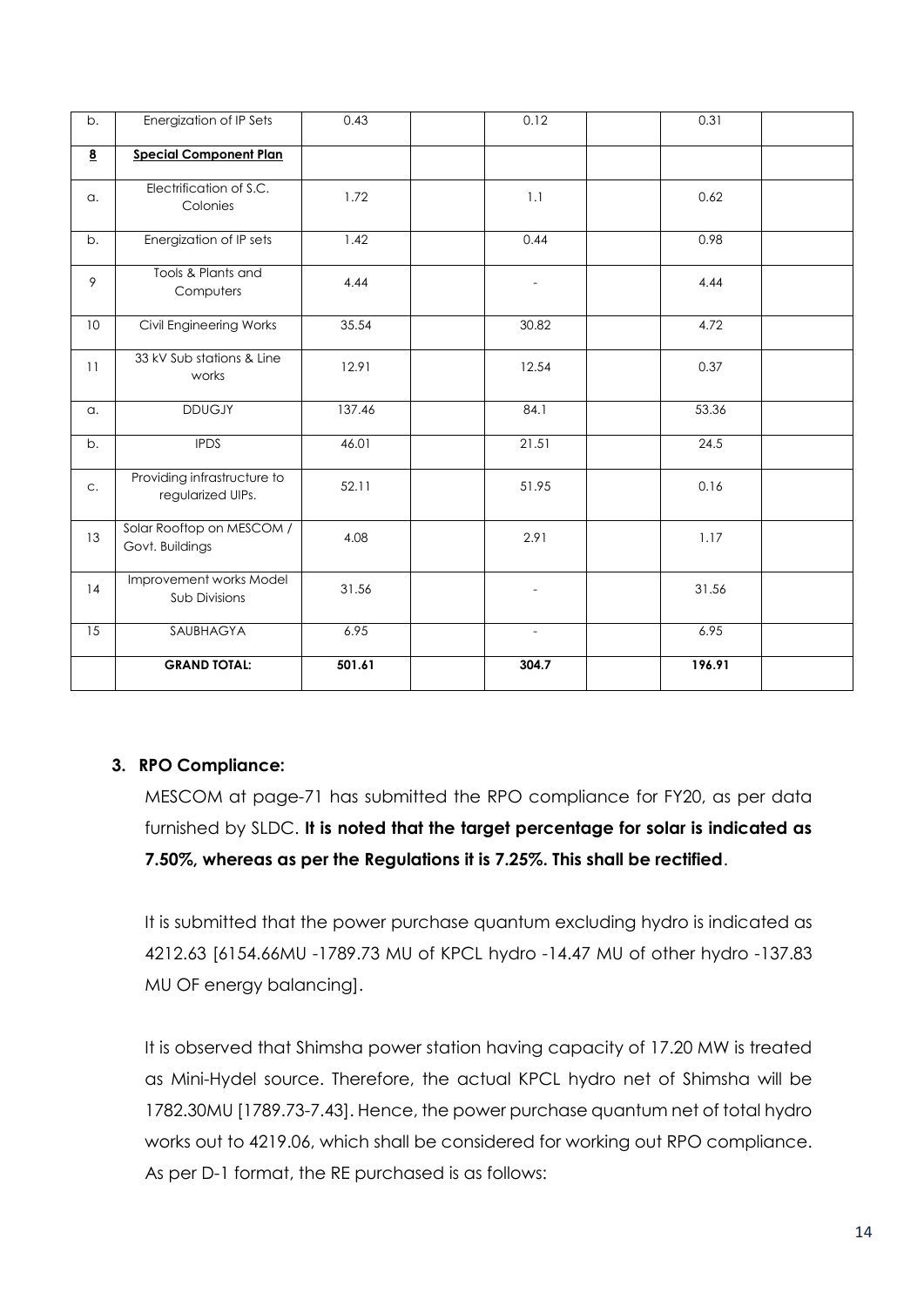| b. | Energization of IP Sets | 0.43 | | 0.12 | | 0.31 | |
|---|---|---|---|---|---|---|---|
| **8** | **Special Component Plan** | | | | | | |
| a. | Electrification of S.C. Colonies | 1.72 | | 1.1 | | 0.62 | |
| b. | Energization of IP sets | 1.42 | | 0.44 | | 0.98 | |
| 9 | Tools & Plants and Computers | 4.44 | | - | | 4.44 | |
| 10 | Civil Engineering Works | 35.54 | | 30.82 | | 4.72 | |
| 11 | 33 kV Sub stations & Line works | 12.91 | | 12.54 | | 0.37 | |
| a. | DDUGJY | 137.46 | | 84.1 | | 53.36 | |
| b. | IPDS | 46.01 | | 21.51 | | 24.5 | |
| c. | Providing infrastructure to regularized UIPs. | 52.11 | | 51.95 | | 0.16 | |
| 13 | Solar Rooftop on MESCOM / Govt. Buildings | 4.08 | | 2.91 | | 1.17 | |
| 14 | Improvement works Model Sub Divisions | 31.56 | | - | | 31.56 | |
| 15 | SAUBHAGYA | 6.95 | | - | | 6.95 | |
| | **GRAND TOTAL:** | **501.61** | | **304.7** | | **196.91** | |

### 3. RPO Compliance:

MESCOM at page-71 has submitted the RPO compliance for FY20, as per data furnished by SLDC. **It is noted that the target percentage for solar is indicated as 7.50%, whereas as per the Regulations it is 7.25%. This shall be rectified**.

It is submitted that the power purchase quantum excluding hydro is indicated as 4212.63 [6154.66MU -1789.73 MU of KPCL hydro -14.47 MU of other hydro -137.83 MU OF energy balancing].

It is observed that Shimsha power station having capacity of 17.20 MW is treated as Mini-Hydel source. Therefore, the actual KPCL hydro net of Shimsha will be 1782.30MU [1789.73-7.43]. Hence, the power purchase quantum net of total hydro works out to 4219.06, which shall be considered for working out RPO compliance. As per D-1 format, the RE purchased is as follows: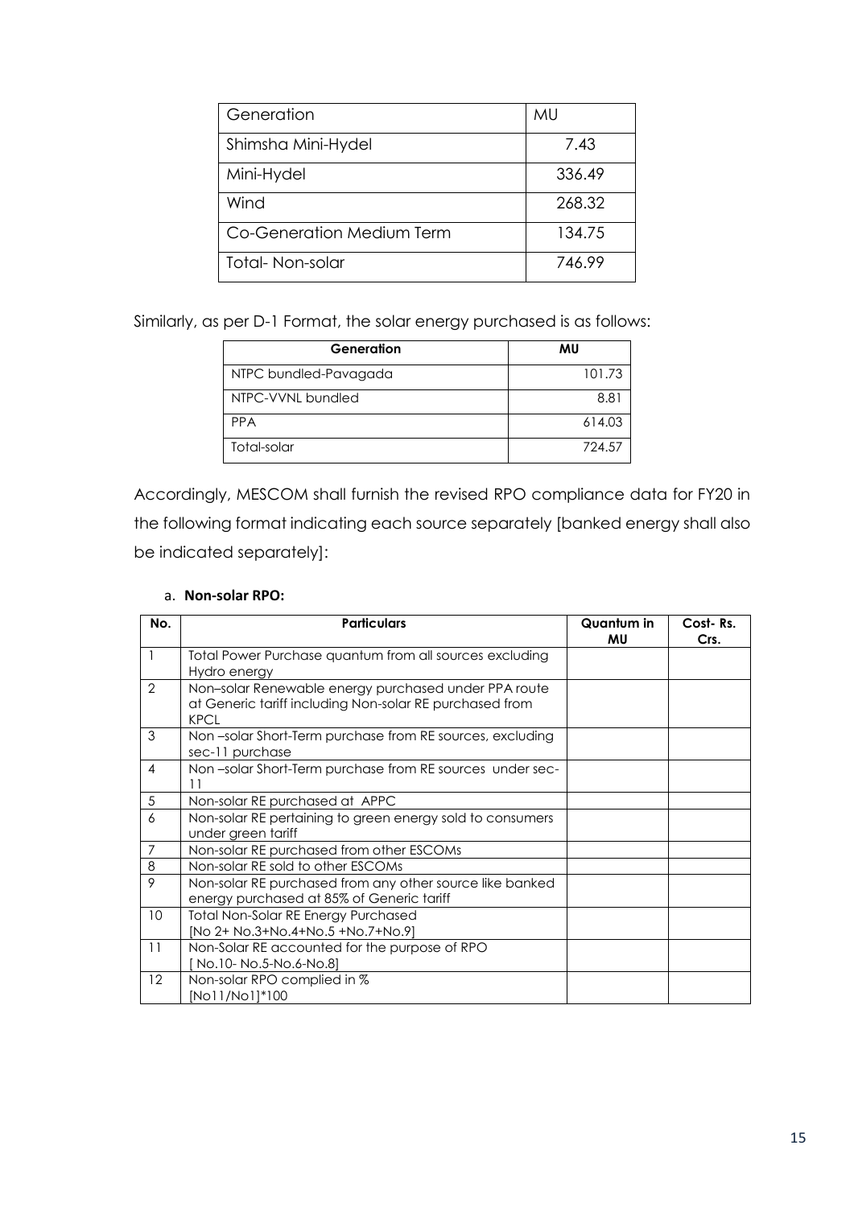| Generation | MU |
|---|---|
| Shimsha Mini-Hydel | 7.43 |
| Mini-Hydel | 336.49 |
| Wind | 268.32 |
| Co-Generation Medium Term | 134.75 |
| Total- Non-solar | 746.99 |

Similarly, as per D-1 Format, the solar energy purchased is as follows:

| Generation | MU |
|---|---|
| NTPC bundled-Pavagada | 101.73 |
| NTPC-VVNL bundled | 8.81 |
| PPA | 614.03 |
| Total-solar | 724.57 |

Accordingly, MESCOM shall furnish the revised RPO compliance data for FY20 in the following format indicating each source separately [banked energy shall also be indicated separately]:

a. **Non-solar RPO:**

| No. | Particulars | Quantum in MU | Cost- Rs. Crs. |
|---|---|---|---|
| 1 | Total Power Purchase quantum from all sources excluding Hydro energy | | |
| 2 | Non–solar Renewable energy purchased under PPA route at Generic tariff including Non-solar RE purchased from KPCL | | |
| 3 | Non –solar Short-Term purchase from RE sources, excluding sec-11 purchase | | |
| 4 | Non –solar Short-Term purchase from RE sources under sec-11 | | |
| 5 | Non-solar RE purchased at APPC | | |
| 6 | Non-solar RE pertaining to green energy sold to consumers under green tariff | | |
| 7 | Non-solar RE purchased from other ESCOMs | | |
| 8 | Non-solar RE sold to other ESCOMs | | |
| 9 | Non-solar RE purchased from any other source like banked energy purchased at 85% of Generic tariff | | |
| 10 | Total Non-Solar RE Energy Purchased [No 2+ No.3+No.4+No.5 +No.7+No.9] | | |
| 11 | Non-Solar RE accounted for the purpose of RPO [ No.10- No.5-No.6-No.8] | | |
| 12 | Non-solar RPO complied in % [No11/No1]*100 | | |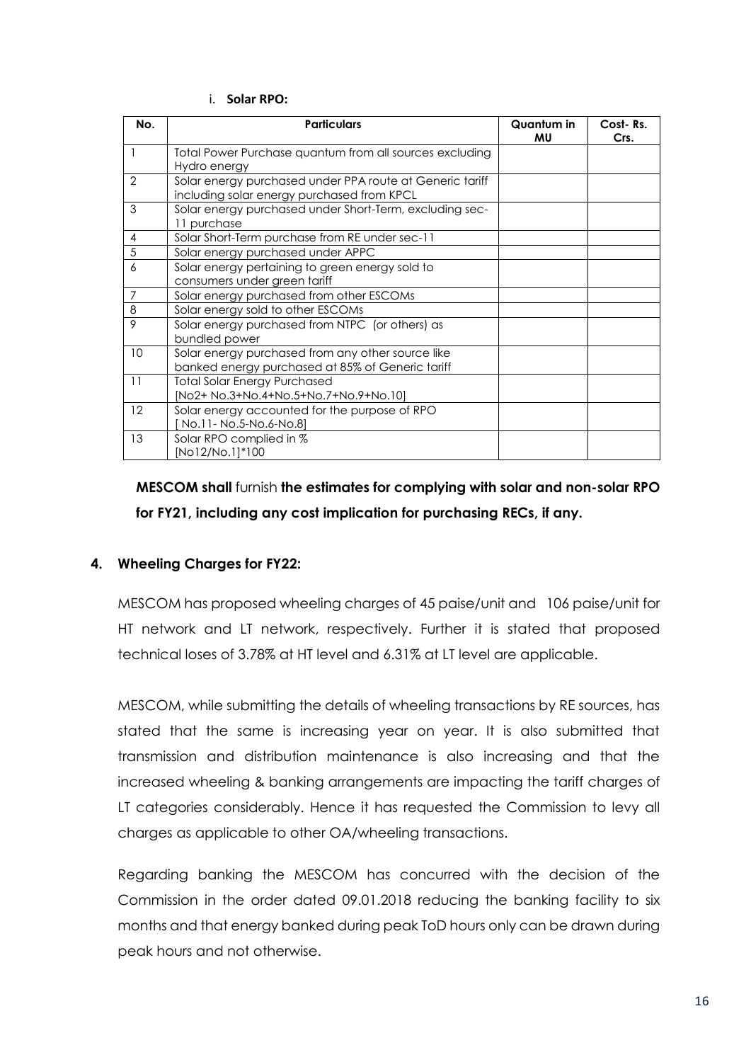i. **Solar RPO:**

| No. | Particulars | Quantum in MU | Cost- Rs. Crs. |
|---|---|---|---|
| 1 | Total Power Purchase quantum from all sources excluding Hydro energy | | |
| 2 | Solar energy purchased under PPA route at Generic tariff including solar energy purchased from KPCL | | |
| 3 | Solar energy purchased under Short-Term, excluding sec-11 purchase | | |
| 4 | Solar Short-Term purchase from RE under sec-11 | | |
| 5 | Solar energy purchased under APPC | | |
| 6 | Solar energy pertaining to green energy sold to consumers under green tariff | | |
| 7 | Solar energy purchased from other ESCOMs | | |
| 8 | Solar energy sold to other ESCOMs | | |
| 9 | Solar energy purchased from NTPC (or others) as bundled power | | |
| 10 | Solar energy purchased from any other source like banked energy purchased at 85% of Generic tariff | | |
| 11 | Total Solar Energy Purchased [No2+ No.3+No.4+No.5+No.7+No.9+No.10] | | |
| 12 | Solar energy accounted for the purpose of RPO [ No.11- No.5-No.6-No.8] | | |
| 13 | Solar RPO complied in % [No12/No.1]*100 | | |

**MESCOM shall** furnish **the estimates for complying with solar and non-solar RPO for FY21, including any cost implication for purchasing RECs, if any.**

## 4. Wheeling Charges for FY22:

MESCOM has proposed wheeling charges of 45 paise/unit and 106 paise/unit for HT network and LT network, respectively. Further it is stated that proposed technical loses of 3.78% at HT level and 6.31% at LT level are applicable.

MESCOM, while submitting the details of wheeling transactions by RE sources, has stated that the same is increasing year on year. It is also submitted that transmission and distribution maintenance is also increasing and that the increased wheeling & banking arrangements are impacting the tariff charges of LT categories considerably. Hence it has requested the Commission to levy all charges as applicable to other OA/wheeling transactions.

Regarding banking the MESCOM has concurred with the decision of the Commission in the order dated 09.01.2018 reducing the banking facility to six months and that energy banked during peak ToD hours only can be drawn during peak hours and not otherwise.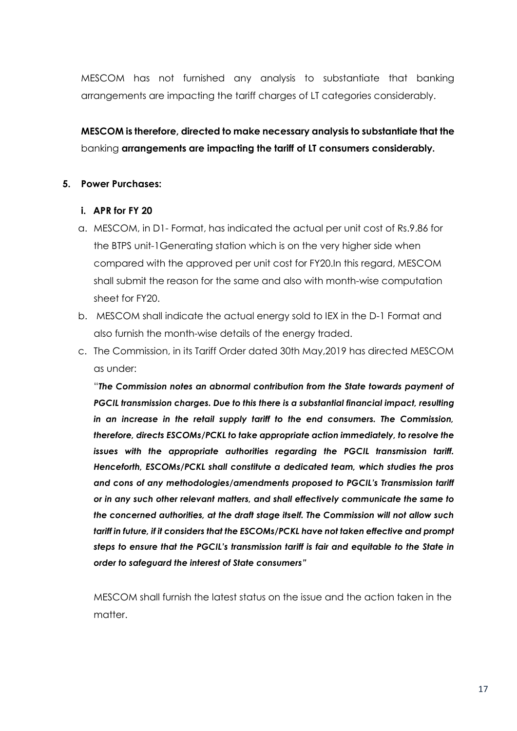MESCOM has not furnished any analysis to substantiate that banking arrangements are impacting the tariff charges of LT categories considerably.

**MESCOM is therefore, directed to make necessary analysis to substantiate that the** banking **arrangements are impacting the tariff of LT consumers considerably.**

**5. Power Purchases:**

**i. APR for FY 20**

a. MESCOM, in D1- Format, has indicated the actual per unit cost of Rs.9.86 for the BTPS unit-1Generating station which is on the very higher side when compared with the approved per unit cost for FY20.In this regard, MESCOM shall submit the reason for the same and also with month-wise computation sheet for FY20.

b. MESCOM shall indicate the actual energy sold to IEX in the D-1 Format and also furnish the month-wise details of the energy traded.

c. The Commission, in its Tariff Order dated 30th May,2019 has directed MESCOM as under:

"***The Commission notes an abnormal contribution from the State towards payment of PGCIL transmission charges. Due to this there is a substantial financial impact, resulting in an increase in the retail supply tariff to the end consumers. The Commission, therefore, directs ESCOMs/PCKL to take appropriate action immediately, to resolve the issues with the appropriate authorities regarding the PGCIL transmission tariff. Henceforth, ESCOMs/PCKL shall constitute a dedicated team, which studies the pros and cons of any methodologies/amendments proposed to PGCIL's Transmission tariff or in any such other relevant matters, and shall effectively communicate the same to the concerned authorities, at the draft stage itself. The Commission will not allow such tariff in future, if it considers that the ESCOMs/PCKL have not taken effective and prompt steps to ensure that the PGCIL's transmission tariff is fair and equitable to the State in order to safeguard the interest of State consumers"***

MESCOM shall furnish the latest status on the issue and the action taken in the matter.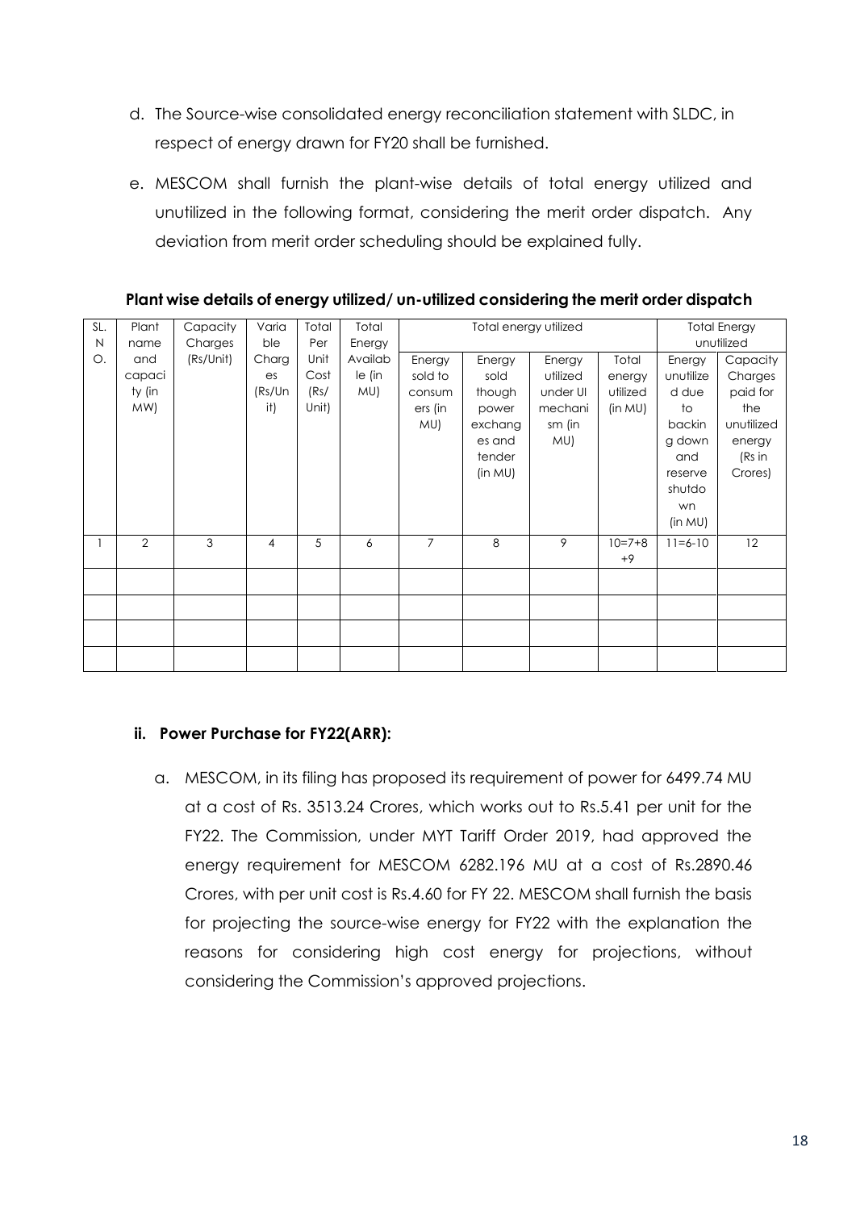d. The Source-wise consolidated energy reconciliation statement with SLDC, in respect of energy drawn for FY20 shall be furnished.

e. MESCOM shall furnish the plant-wise details of total energy utilized and unutilized in the following format, considering the merit order dispatch. Any deviation from merit order scheduling should be explained fully.

**Plant wise details of energy utilized/ un-utilized considering the merit order dispatch**

| SL. NO. | Plant name and capacity (in MW) | Capacity Charges (Rs/Unit) | Variable Charges (Rs/Unit) | Total Per Unit Cost (Rs/Unit) | Total Energy Available (in MU) | Total energy utilized | | | | Total Energy unutilized | |
|---|---|---|---|---|---|---|---|---|---|---|---|
| | | | | | | Energy sold to consumers (in MU) | Energy sold though power exchanges and tender (in MU) | Energy utilized under UI mechanism (in MU) | Total energy utilized (in MU) | Energy unutilized due to backing down and reserve shutdown (in MU) | Capacity Charges paid for the unutilized energy (Rs in Crores) |
| 1 | 2 | 3 | 4 | 5 | 6 | 7 | 8 | 9 | 10=7+8+9 | 11=6-10 | 12 |
| | | | | | | | | | | | |
| | | | | | | | | | | | |
| | | | | | | | | | | | |
| | | | | | | | | | | | |

### ii. Power Purchase for FY22(ARR):

a. MESCOM, in its filing has proposed its requirement of power for 6499.74 MU at a cost of Rs. 3513.24 Crores, which works out to Rs.5.41 per unit for the FY22. The Commission, under MYT Tariff Order 2019, had approved the energy requirement for MESCOM 6282.196 MU at a cost of Rs.2890.46 Crores, with per unit cost is Rs.4.60 for FY 22. MESCOM shall furnish the basis for projecting the source-wise energy for FY22 with the explanation the reasons for considering high cost energy for projections, without considering the Commission's approved projections.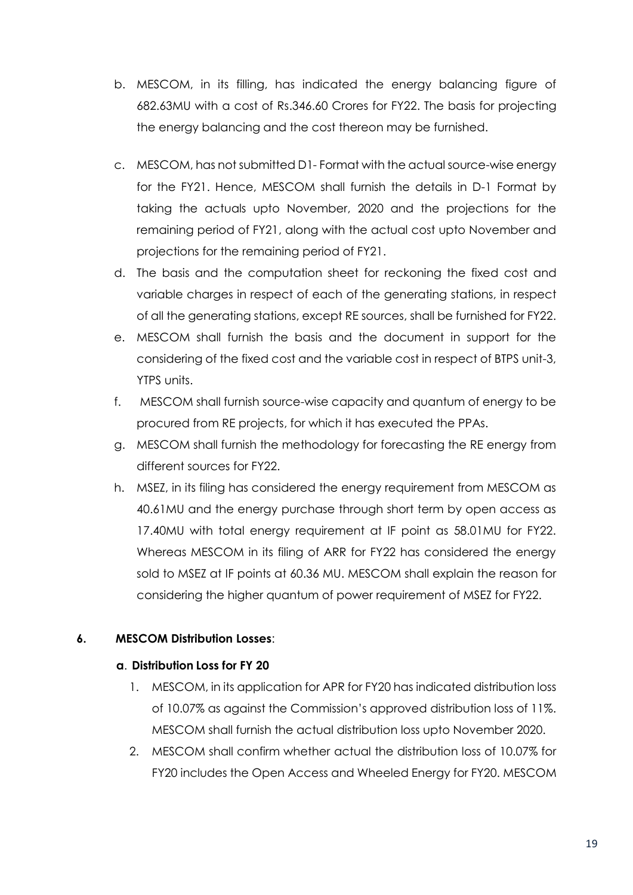b. MESCOM, in its filling, has indicated the energy balancing figure of 682.63MU with a cost of Rs.346.60 Crores for FY22. The basis for projecting the energy balancing and the cost thereon may be furnished.

c. MESCOM, has not submitted D1- Format with the actual source-wise energy for the FY21. Hence, MESCOM shall furnish the details in D-1 Format by taking the actuals upto November, 2020 and the projections for the remaining period of FY21, along with the actual cost upto November and projections for the remaining period of FY21.

d. The basis and the computation sheet for reckoning the fixed cost and variable charges in respect of each of the generating stations, in respect of all the generating stations, except RE sources, shall be furnished for FY22.

e. MESCOM shall furnish the basis and the document in support for the considering of the fixed cost and the variable cost in respect of BTPS unit-3, YTPS units.

f. MESCOM shall furnish source-wise capacity and quantum of energy to be procured from RE projects, for which it has executed the PPAs.

g. MESCOM shall furnish the methodology for forecasting the RE energy from different sources for FY22.

h. MSEZ, in its filing has considered the energy requirement from MESCOM as 40.61MU and the energy purchase through short term by open access as 17.40MU with total energy requirement at IF point as 58.01MU for FY22. Whereas MESCOM in its filing of ARR for FY22 has considered the energy sold to MSEZ at IF points at 60.36 MU. MESCOM shall explain the reason for considering the higher quantum of power requirement of MSEZ for FY22.

**6. MESCOM Distribution Losses**:

**a. Distribution Loss for FY 20**

1. MESCOM, in its application for APR for FY20 has indicated distribution loss of 10.07% as against the Commission's approved distribution loss of 11%. MESCOM shall furnish the actual distribution loss upto November 2020.
2. MESCOM shall confirm whether actual the distribution loss of 10.07% for FY20 includes the Open Access and Wheeled Energy for FY20. MESCOM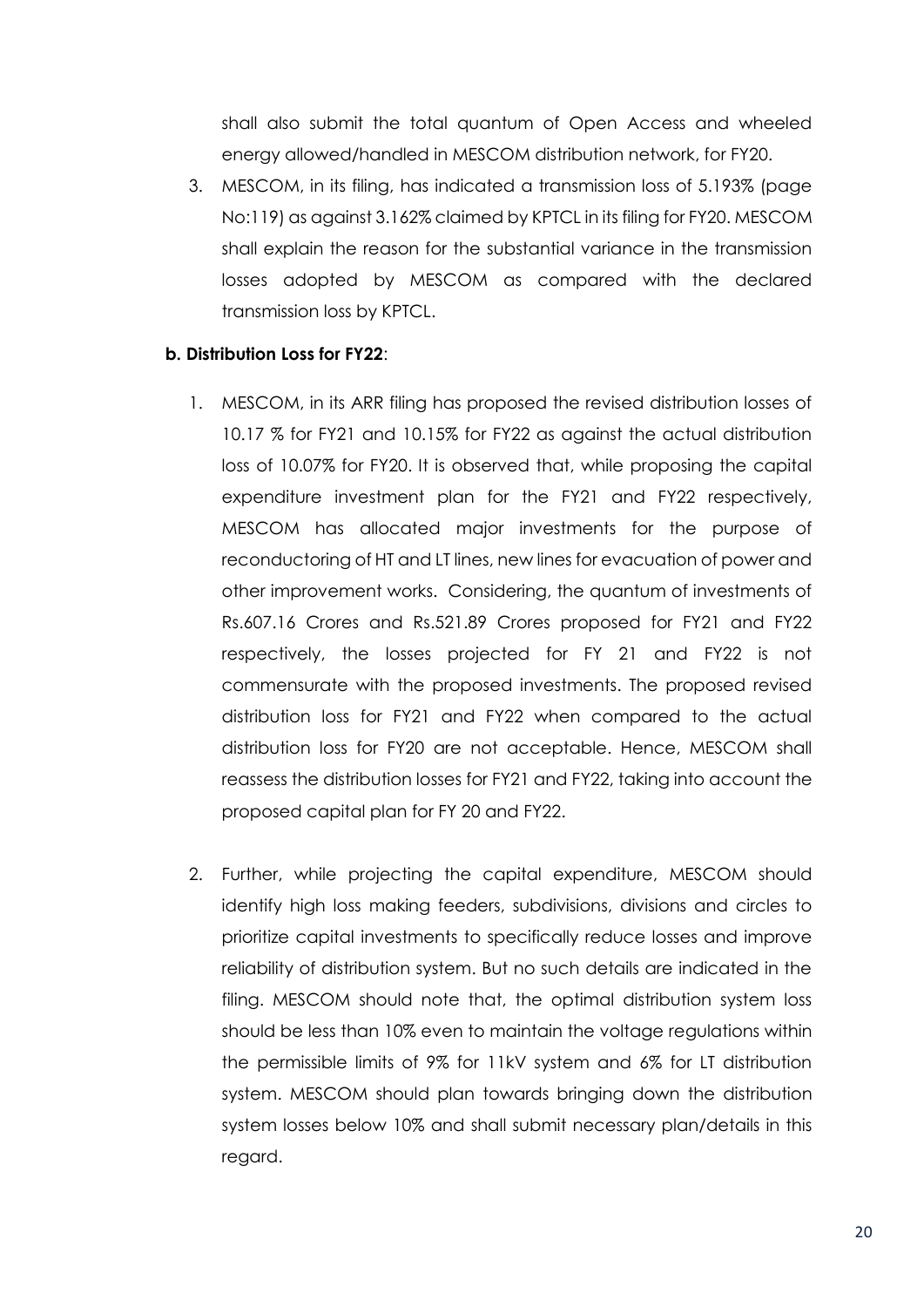shall also submit the total quantum of Open Access and wheeled energy allowed/handled in MESCOM distribution network, for FY20.

3. MESCOM, in its filing, has indicated a transmission loss of 5.193% (page No:119) as against 3.162% claimed by KPTCL in its filing for FY20. MESCOM shall explain the reason for the substantial variance in the transmission losses adopted by MESCOM as compared with the declared transmission loss by KPTCL.

**b. Distribution Loss for FY22**:

1. MESCOM, in its ARR filing has proposed the revised distribution losses of 10.17 % for FY21 and 10.15% for FY22 as against the actual distribution loss of 10.07% for FY20. It is observed that, while proposing the capital expenditure investment plan for the FY21 and FY22 respectively, MESCOM has allocated major investments for the purpose of reconductoring of HT and LT lines, new lines for evacuation of power and other improvement works. Considering, the quantum of investments of Rs.607.16 Crores and Rs.521.89 Crores proposed for FY21 and FY22 respectively, the losses projected for FY 21 and FY22 is not commensurate with the proposed investments. The proposed revised distribution loss for FY21 and FY22 when compared to the actual distribution loss for FY20 are not acceptable. Hence, MESCOM shall reassess the distribution losses for FY21 and FY22, taking into account the proposed capital plan for FY 20 and FY22.

2. Further, while projecting the capital expenditure, MESCOM should identify high loss making feeders, subdivisions, divisions and circles to prioritize capital investments to specifically reduce losses and improve reliability of distribution system. But no such details are indicated in the filing. MESCOM should note that, the optimal distribution system loss should be less than 10% even to maintain the voltage regulations within the permissible limits of 9% for 11kV system and 6% for LT distribution system. MESCOM should plan towards bringing down the distribution system losses below 10% and shall submit necessary plan/details in this regard.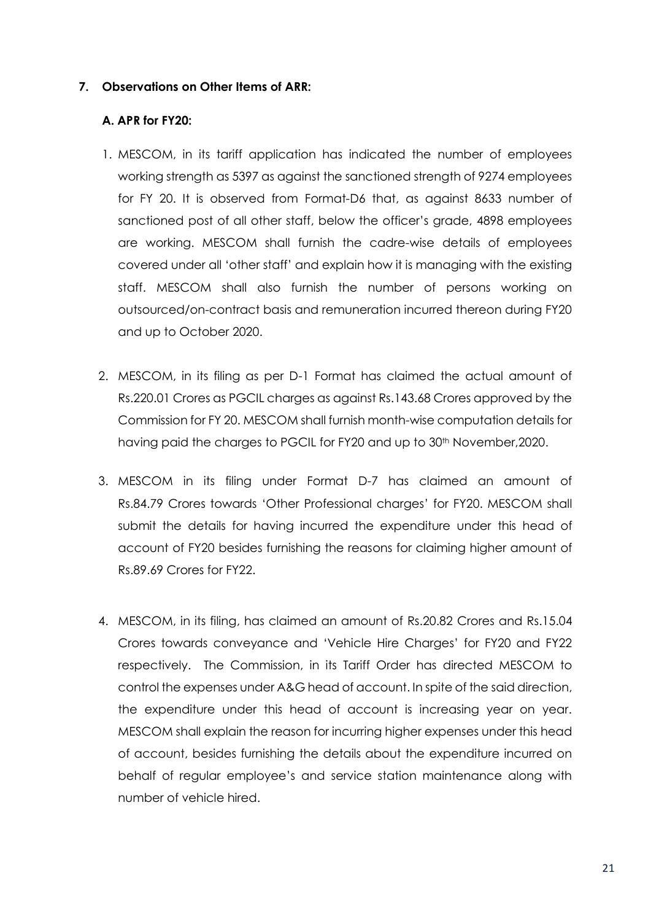## 7. Observations on Other Items of ARR:

### A. APR for FY20:

1. MESCOM, in its tariff application has indicated the number of employees working strength as 5397 as against the sanctioned strength of 9274 employees for FY 20. It is observed from Format-D6 that, as against 8633 number of sanctioned post of all other staff, below the officer's grade, 4898 employees are working. MESCOM shall furnish the cadre-wise details of employees covered under all 'other staff' and explain how it is managing with the existing staff. MESCOM shall also furnish the number of persons working on outsourced/on-contract basis and remuneration incurred thereon during FY20 and up to October 2020.

2. MESCOM, in its filing as per D-1 Format has claimed the actual amount of Rs.220.01 Crores as PGCIL charges as against Rs.143.68 Crores approved by the Commission for FY 20. MESCOM shall furnish month-wise computation details for having paid the charges to PGCIL for FY20 and up to 30th November,2020.

3. MESCOM in its filing under Format D-7 has claimed an amount of Rs.84.79 Crores towards 'Other Professional charges' for FY20. MESCOM shall submit the details for having incurred the expenditure under this head of account of FY20 besides furnishing the reasons for claiming higher amount of Rs.89.69 Crores for FY22.

4. MESCOM, in its filing, has claimed an amount of Rs.20.82 Crores and Rs.15.04 Crores towards conveyance and 'Vehicle Hire Charges' for FY20 and FY22 respectively. The Commission, in its Tariff Order has directed MESCOM to control the expenses under A&G head of account. In spite of the said direction, the expenditure under this head of account is increasing year on year. MESCOM shall explain the reason for incurring higher expenses under this head of account, besides furnishing the details about the expenditure incurred on behalf of regular employee's and service station maintenance along with number of vehicle hired.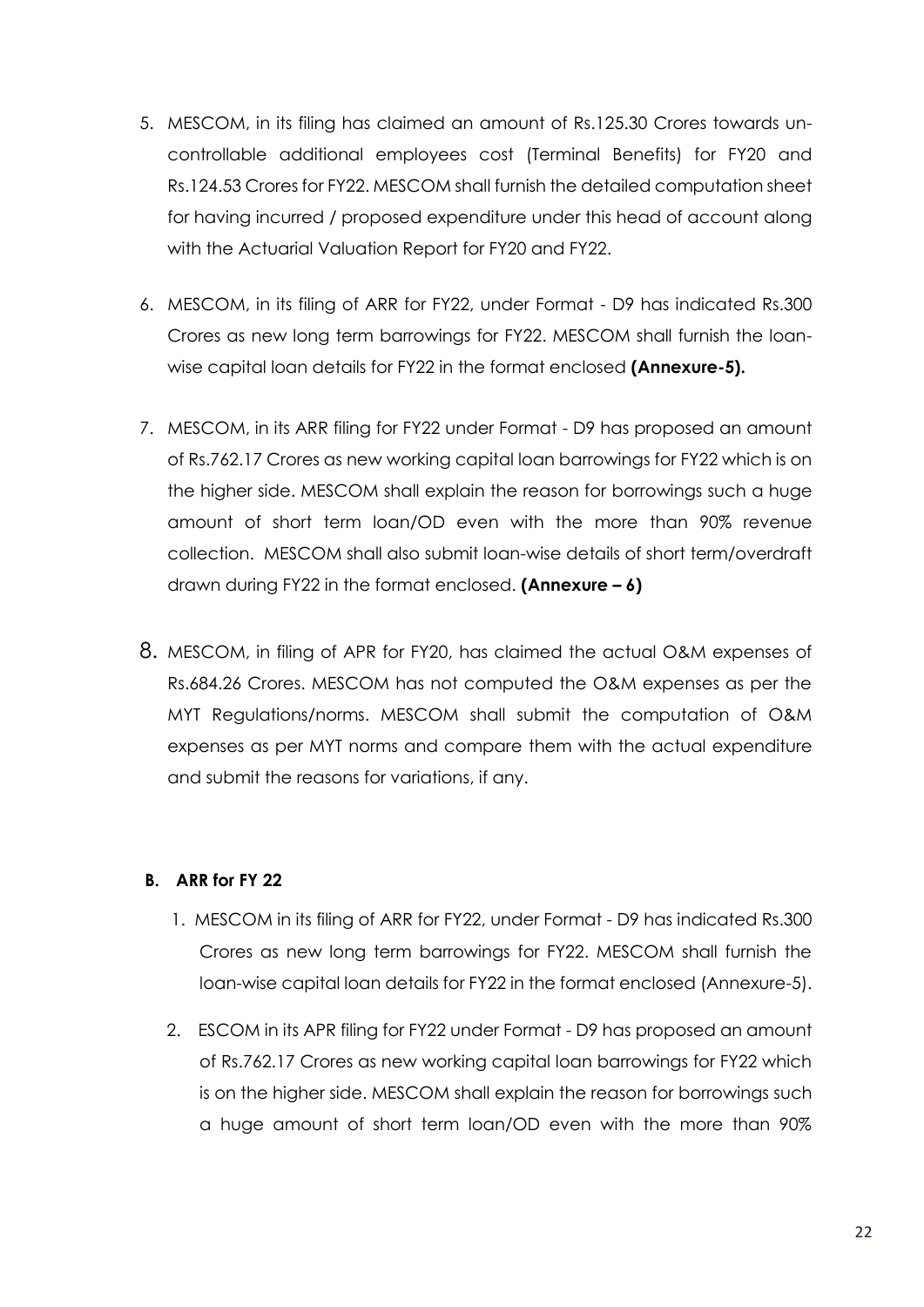5. MESCOM, in its filing has claimed an amount of Rs.125.30 Crores towards un-controllable additional employees cost (Terminal Benefits) for FY20 and Rs.124.53 Crores for FY22. MESCOM shall furnish the detailed computation sheet for having incurred / proposed expenditure under this head of account along with the Actuarial Valuation Report for FY20 and FY22.

6. MESCOM, in its filing of ARR for FY22, under Format - D9 has indicated Rs.300 Crores as new long term barrowings for FY22. MESCOM shall furnish the loan-wise capital loan details for FY22 in the format enclosed **(Annexure-5).**

7. MESCOM, in its ARR filing for FY22 under Format - D9 has proposed an amount of Rs.762.17 Crores as new working capital loan barrowings for FY22 which is on the higher side. MESCOM shall explain the reason for borrowings such a huge amount of short term loan/OD even with the more than 90% revenue collection. MESCOM shall also submit loan-wise details of short term/overdraft drawn during FY22 in the format enclosed. **(Annexure – 6)**

8. MESCOM, in filing of APR for FY20, has claimed the actual O&M expenses of Rs.684.26 Crores. MESCOM has not computed the O&M expenses as per the MYT Regulations/norms. MESCOM shall submit the computation of O&M expenses as per MYT norms and compare them with the actual expenditure and submit the reasons for variations, if any.

**B. ARR for FY 22**

1. MESCOM in its filing of ARR for FY22, under Format - D9 has indicated Rs.300 Crores as new long term barrowings for FY22. MESCOM shall furnish the loan-wise capital loan details for FY22 in the format enclosed (Annexure-5).

2. ESCOM in its APR filing for FY22 under Format - D9 has proposed an amount of Rs.762.17 Crores as new working capital loan barrowings for FY22 which is on the higher side. MESCOM shall explain the reason for borrowings such a huge amount of short term loan/OD even with the more than 90%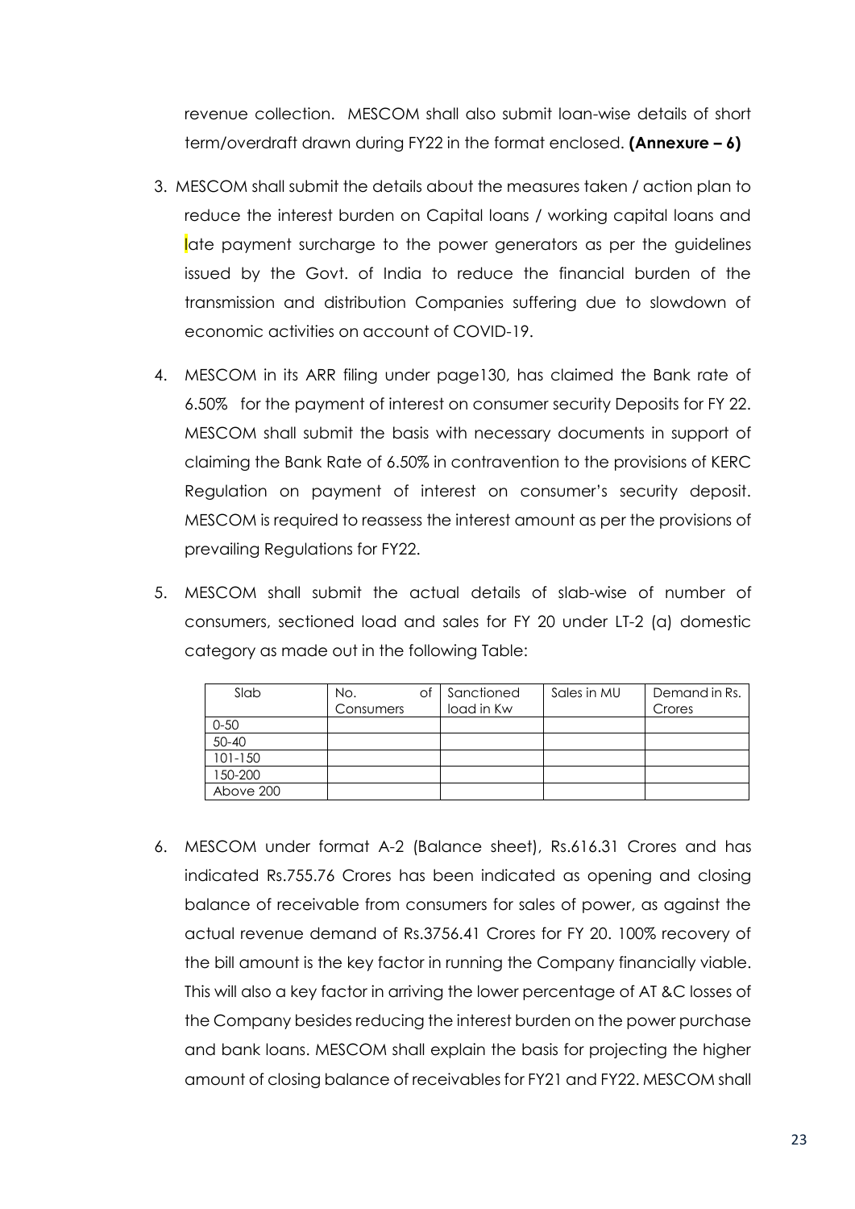revenue collection. MESCOM shall also submit loan-wise details of short term/overdraft drawn during FY22 in the format enclosed. **(Annexure – 6)**

3. MESCOM shall submit the details about the measures taken / action plan to reduce the interest burden on Capital loans / working capital loans and late payment surcharge to the power generators as per the guidelines issued by the Govt. of India to reduce the financial burden of the transmission and distribution Companies suffering due to slowdown of economic activities on account of COVID-19.

4. MESCOM in its ARR filing under page130, has claimed the Bank rate of 6.50% for the payment of interest on consumer security Deposits for FY 22. MESCOM shall submit the basis with necessary documents in support of claiming the Bank Rate of 6.50% in contravention to the provisions of KERC Regulation on payment of interest on consumer's security deposit. MESCOM is required to reassess the interest amount as per the provisions of prevailing Regulations for FY22.

5. MESCOM shall submit the actual details of slab-wise of number of consumers, sectioned load and sales for FY 20 under LT-2 (a) domestic category as made out in the following Table:

| Slab | No. of Consumers | Sanctioned load in Kw | Sales in MU | Demand in Rs. Crores |
|---|---|---|---|---|
| 0-50 | | | | |
| 50-40 | | | | |
| 101-150 | | | | |
| 150-200 | | | | |
| Above 200 | | | | |

6. MESCOM under format A-2 (Balance sheet), Rs.616.31 Crores and has indicated Rs.755.76 Crores has been indicated as opening and closing balance of receivable from consumers for sales of power, as against the actual revenue demand of Rs.3756.41 Crores for FY 20. 100% recovery of the bill amount is the key factor in running the Company financially viable. This will also a key factor in arriving the lower percentage of AT &C losses of the Company besides reducing the interest burden on the power purchase and bank loans. MESCOM shall explain the basis for projecting the higher amount of closing balance of receivables for FY21 and FY22. MESCOM shall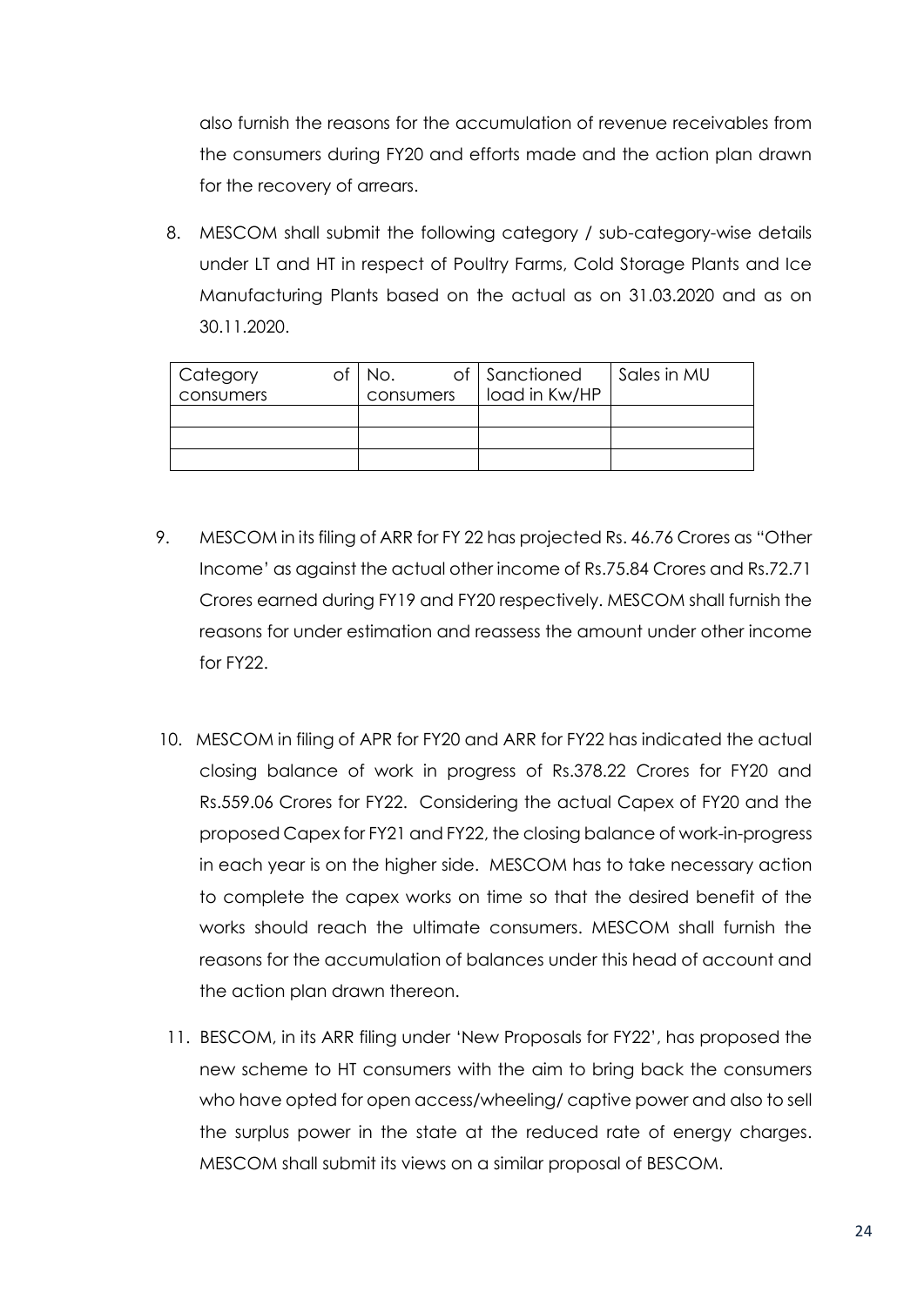also furnish the reasons for the accumulation of revenue receivables from the consumers during FY20 and efforts made and the action plan drawn for the recovery of arrears.

8. MESCOM shall submit the following category / sub-category-wise details under LT and HT in respect of Poultry Farms, Cold Storage Plants and Ice Manufacturing Plants based on the actual as on 31.03.2020 and as on 30.11.2020.

| Category of consumers | No. of consumers | Sanctioned load in Kw/HP | Sales in MU |
|---|---|---|---|
| | | | |
| | | | |
| | | | |

9. MESCOM in its filing of ARR for FY 22 has projected Rs. 46.76 Crores as "Other Income' as against the actual other income of Rs.75.84 Crores and Rs.72.71 Crores earned during FY19 and FY20 respectively. MESCOM shall furnish the reasons for under estimation and reassess the amount under other income for FY22.

10. MESCOM in filing of APR for FY20 and ARR for FY22 has indicated the actual closing balance of work in progress of Rs.378.22 Crores for FY20 and Rs.559.06 Crores for FY22. Considering the actual Capex of FY20 and the proposed Capex for FY21 and FY22, the closing balance of work-in-progress in each year is on the higher side. MESCOM has to take necessary action to complete the capex works on time so that the desired benefit of the works should reach the ultimate consumers. MESCOM shall furnish the reasons for the accumulation of balances under this head of account and the action plan drawn thereon.

11. BESCOM, in its ARR filing under 'New Proposals for FY22', has proposed the new scheme to HT consumers with the aim to bring back the consumers who have opted for open access/wheeling/ captive power and also to sell the surplus power in the state at the reduced rate of energy charges. MESCOM shall submit its views on a similar proposal of BESCOM.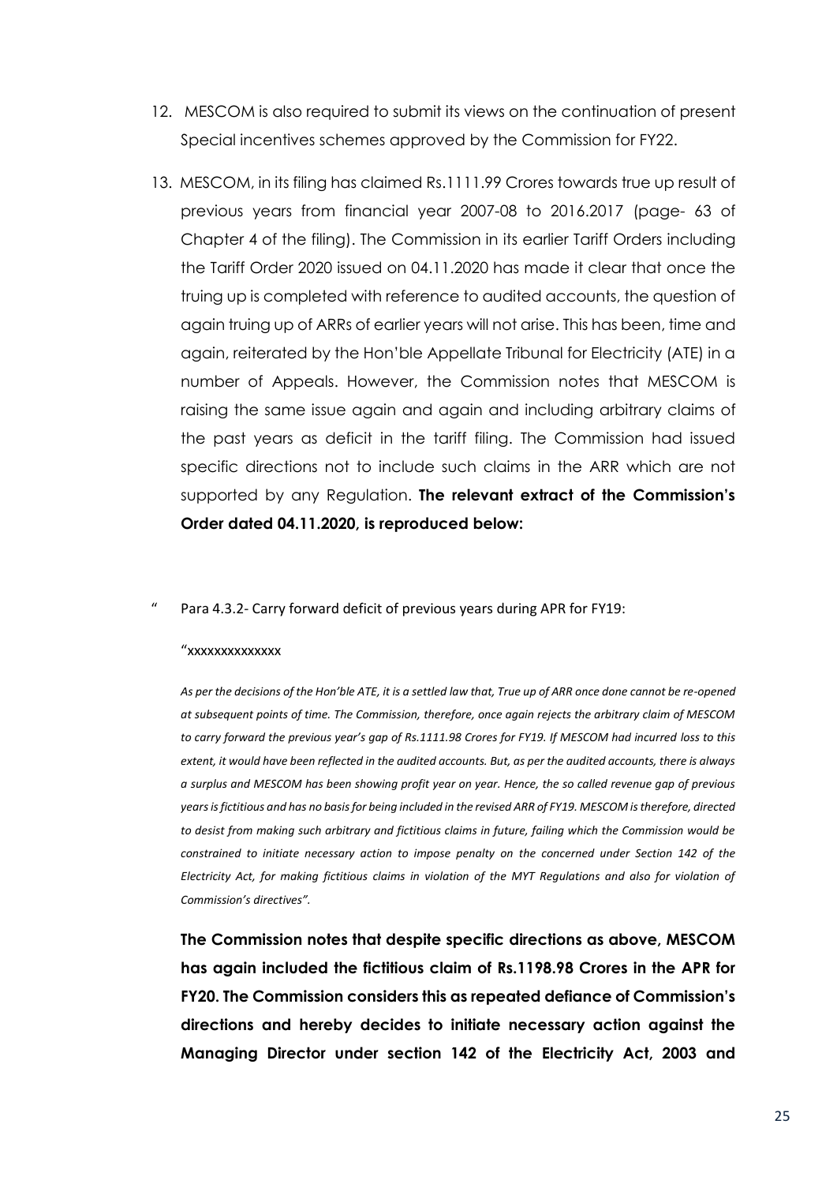12. MESCOM is also required to submit its views on the continuation of present Special incentives schemes approved by the Commission for FY22.

13. MESCOM, in its filing has claimed Rs.1111.99 Crores towards true up result of previous years from financial year 2007-08 to 2016.2017 (page- 63 of Chapter 4 of the filing). The Commission in its earlier Tariff Orders including the Tariff Order 2020 issued on 04.11.2020 has made it clear that once the truing up is completed with reference to audited accounts, the question of again truing up of ARRs of earlier years will not arise. This has been, time and again, reiterated by the Hon'ble Appellate Tribunal for Electricity (ATE) in a number of Appeals. However, the Commission notes that MESCOM is raising the same issue again and again and including arbitrary claims of the past years as deficit in the tariff filing. The Commission had issued specific directions not to include such claims in the ARR which are not supported by any Regulation. **The relevant extract of the Commission's Order dated 04.11.2020, is reproduced below:**

" Para 4.3.2- Carry forward deficit of previous years during APR for FY19:

"xxxxxxxxxxxxxx

*As per the decisions of the Hon'ble ATE, it is a settled law that, True up of ARR once done cannot be re-opened at subsequent points of time. The Commission, therefore, once again rejects the arbitrary claim of MESCOM to carry forward the previous year's gap of Rs.1111.98 Crores for FY19. If MESCOM had incurred loss to this extent, it would have been reflected in the audited accounts. But, as per the audited accounts, there is always a surplus and MESCOM has been showing profit year on year. Hence, the so called revenue gap of previous years is fictitious and has no basis for being included in the revised ARR of FY19. MESCOM is therefore, directed to desist from making such arbitrary and fictitious claims in future, failing which the Commission would be constrained to initiate necessary action to impose penalty on the concerned under Section 142 of the Electricity Act, for making fictitious claims in violation of the MYT Regulations and also for violation of Commission's directives".*

**The Commission notes that despite specific directions as above, MESCOM has again included the fictitious claim of Rs.1198.98 Crores in the APR for FY20. The Commission considers this as repeated defiance of Commission's directions and hereby decides to initiate necessary action against the Managing Director under section 142 of the Electricity Act, 2003 and**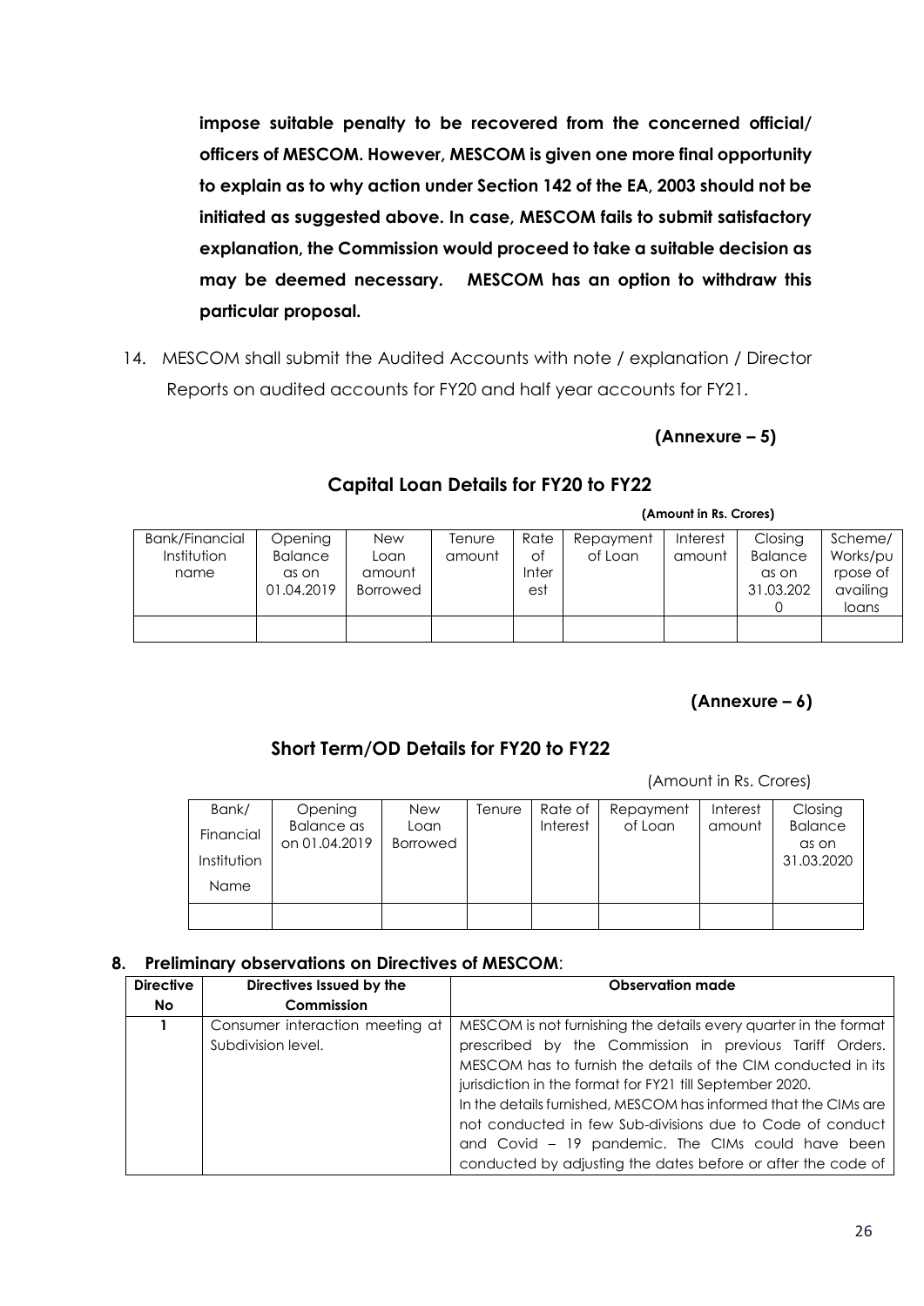**impose suitable penalty to be recovered from the concerned official/ officers of MESCOM. However, MESCOM is given one more final opportunity to explain as to why action under Section 142 of the EA, 2003 should not be initiated as suggested above. In case, MESCOM fails to submit satisfactory explanation, the Commission would proceed to take a suitable decision as may be deemed necessary. MESCOM has an option to withdraw this particular proposal.**

14. MESCOM shall submit the Audited Accounts with note / explanation / Director Reports on audited accounts for FY20 and half year accounts for FY21.

**(Annexure – 5)**

## Capital Loan Details for FY20 to FY22

**(Amount in Rs. Crores)**

| Bank/Financial Institution name | Opening Balance as on 01.04.2019 | New Loan amount Borrowed | Tenure amount | Rate of Interest | Repayment of Loan | Interest amount | Closing Balance as on 31.03.2020 | Scheme/ Works/purpose of availing loans |
|---|---|---|---|---|---|---|---|---|
| | | | | | | | | |

**(Annexure – 6)**

## Short Term/OD Details for FY20 to FY22

(Amount in Rs. Crores)

| Bank/ Financial Institution Name | Opening Balance as on 01.04.2019 | New Loan Borrowed | Tenure | Rate of Interest | Repayment of Loan | Interest amount | Closing Balance as on 31.03.2020 |
|---|---|---|---|---|---|---|---|
| | | | | | | | |

### 8. Preliminary observations on Directives of MESCOM:

| Directive No | Directives Issued by the Commission | Observation made |
|---|---|---|
| 1 | Consumer interaction meeting at Subdivision level. | MESCOM is not furnishing the details every quarter in the format prescribed by the Commission in previous Tariff Orders. MESCOM has to furnish the details of the CIM conducted in its jurisdiction in the format for FY21 till September 2020. In the details furnished, MESCOM has informed that the CIMs are not conducted in few Sub-divisions due to Code of conduct and Covid – 19 pandemic. The CIMs could have been conducted by adjusting the dates before or after the code of |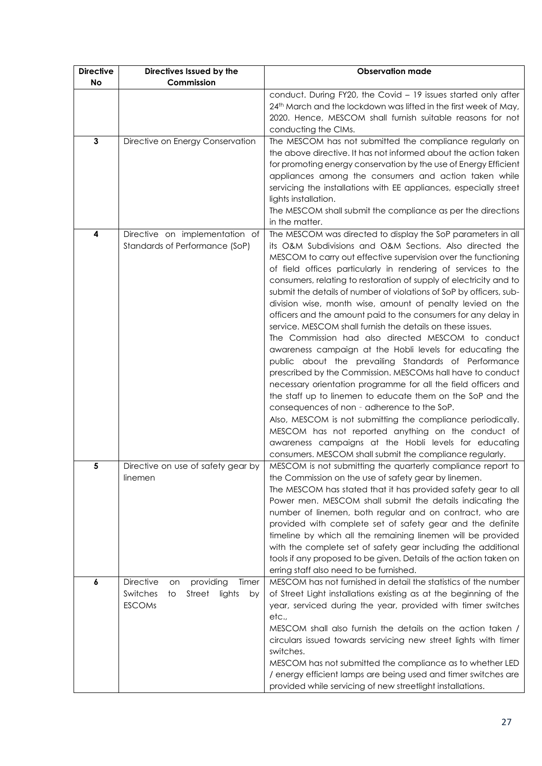| Directive No | Directives Issued by the Commission | Observation made |
|---|---|---|
| | | conduct. During FY20, the Covid – 19 issues started only after 24th March and the lockdown was lifted in the first week of May, 2020. Hence, MESCOM shall furnish suitable reasons for not conducting the CIMs. |
| 3 | Directive on Energy Conservation | The MESCOM has not submitted the compliance regularly on the above directive. It has not informed about the action taken for promoting energy conservation by the use of Energy Efficient appliances among the consumers and action taken while servicing the installations with EE appliances, especially street lights installation.<br>The MESCOM shall submit the compliance as per the directions in the matter. |
| 4 | Directive on implementation of Standards of Performance (SoP) | The MESCOM was directed to display the SoP parameters in all its O&M Subdivisions and O&M Sections. Also directed the MESCOM to carry out effective supervision over the functioning of field offices particularly in rendering of services to the consumers, relating to restoration of supply of electricity and to submit the details of number of violations of SoP by officers, sub-division wise, month wise, amount of penalty levied on the officers and the amount paid to the consumers for any delay in service. MESCOM shall furnish the details on these issues.<br>The Commission had also directed MESCOM to conduct awareness campaign at the Hobli levels for educating the public about the prevailing Standards of Performance prescribed by the Commission. MESCOMs hall have to conduct necessary orientation programme for all the field officers and the staff up to linemen to educate them on the SoP and the consequences of non - adherence to the SoP.<br>Also, MESCOM is not submitting the compliance periodically. MESCOM has not reported anything on the conduct of awareness campaigns at the Hobli levels for educating consumers. MESCOM shall submit the compliance regularly. |
| 5 | Directive on use of safety gear by linemen | MESCOM is not submitting the quarterly compliance report to the Commission on the use of safety gear by linemen.<br>The MESCOM has stated that it has provided safety gear to all Power men. MESCOM shall submit the details indicating the number of linemen, both regular and on contract, who are provided with complete set of safety gear and the definite timeline by which all the remaining linemen will be provided with the complete set of safety gear including the additional tools if any proposed to be given. Details of the action taken on erring staff also need to be furnished. |
| 6 | Directive on providing Timer Switches to Street lights by ESCOMs | MESCOM has not furnished in detail the statistics of the number of Street Light installations existing as at the beginning of the year, serviced during the year, provided with timer switches etc.,<br>MESCOM shall also furnish the details on the action taken / circulars issued towards servicing new street lights with timer switches.<br>MESCOM has not submitted the compliance as to whether LED / energy efficient lamps are being used and timer switches are provided while servicing of new streetlight installations. |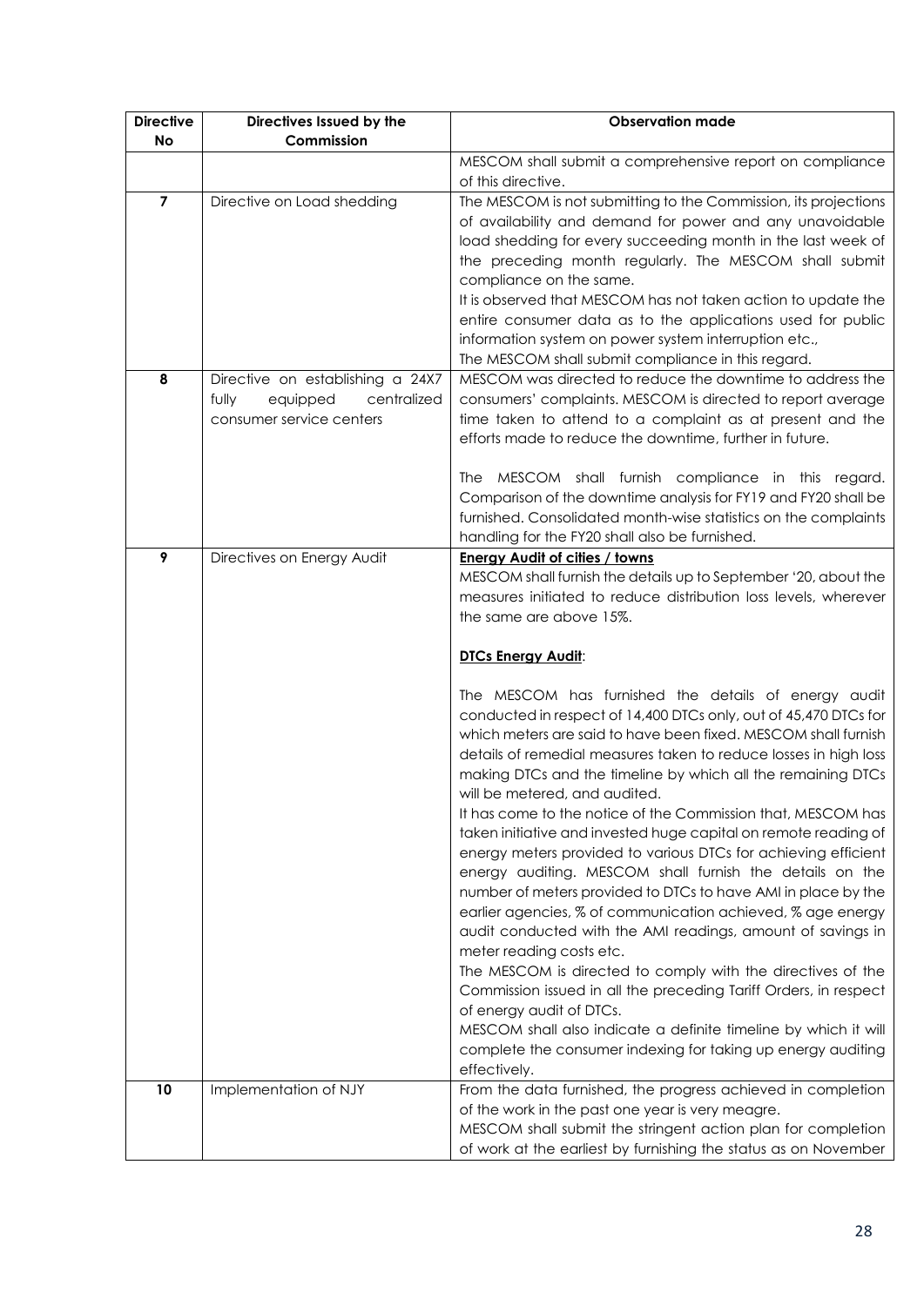| Directive No | Directives Issued by the Commission | Observation made |
|---|---|---|
| | | MESCOM shall submit a comprehensive report on compliance of this directive. |
| 7 | Directive on Load shedding | The MESCOM is not submitting to the Commission, its projections of availability and demand for power and any unavoidable load shedding for every succeeding month in the last week of the preceding month regularly. The MESCOM shall submit compliance on the same.<br>It is observed that MESCOM has not taken action to update the entire consumer data as to the applications used for public information system on power system interruption etc.,<br>The MESCOM shall submit compliance in this regard. |
| 8 | Directive on establishing a 24X7 fully equipped centralized consumer service centers | MESCOM was directed to reduce the downtime to address the consumers' complaints. MESCOM is directed to report average time taken to attend to a complaint as at present and the efforts made to reduce the downtime, further in future.<br><br>The MESCOM shall furnish compliance in this regard. Comparison of the downtime analysis for FY19 and FY20 shall be furnished. Consolidated month-wise statistics on the complaints handling for the FY20 shall also be furnished. |
| 9 | Directives on Energy Audit | **<u>Energy Audit of cities / towns</u>**<br>MESCOM shall furnish the details up to September '20, about the measures initiated to reduce distribution loss levels, wherever the same are above 15%.<br><br>**<u>DTCs Energy Audit</u>**:<br><br>The MESCOM has furnished the details of energy audit conducted in respect of 14,400 DTCs only, out of 45,470 DTCs for which meters are said to have been fixed. MESCOM shall furnish details of remedial measures taken to reduce losses in high loss making DTCs and the timeline by which all the remaining DTCs will be metered, and audited.<br>It has come to the notice of the Commission that, MESCOM has taken initiative and invested huge capital on remote reading of energy meters provided to various DTCs for achieving efficient energy auditing. MESCOM shall furnish the details on the number of meters provided to DTCs to have AMI in place by the earlier agencies, % of communication achieved, % age energy audit conducted with the AMI readings, amount of savings in meter reading costs etc.<br>The MESCOM is directed to comply with the directives of the Commission issued in all the preceding Tariff Orders, in respect of energy audit of DTCs.<br>MESCOM shall also indicate a definite timeline by which it will complete the consumer indexing for taking up energy auditing effectively. |
| 10 | Implementation of NJY | From the data furnished, the progress achieved in completion of the work in the past one year is very meagre.<br>MESCOM shall submit the stringent action plan for completion of work at the earliest by furnishing the status as on November |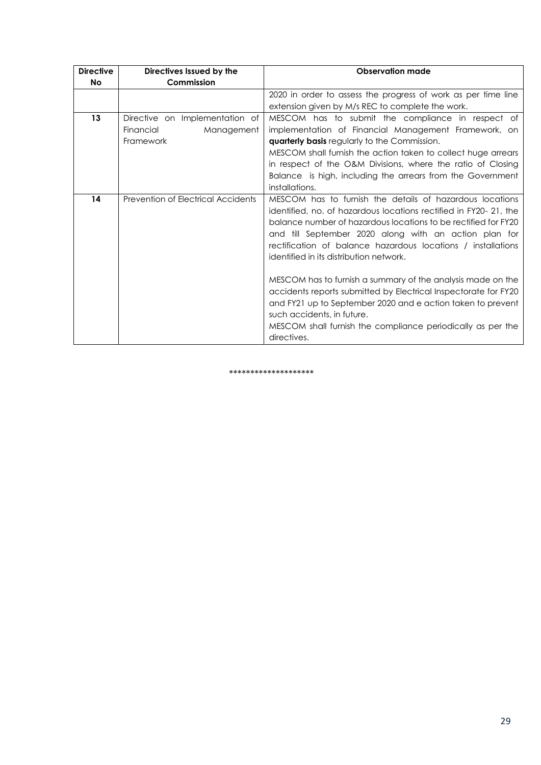| Directive No | Directives Issued by the Commission | Observation made |
|---|---|---|
| | | 2020 in order to assess the progress of work as per time line extension given by M/s REC to complete the work. |
| 13 | Directive on Implementation of Financial Management Framework | MESCOM has to submit the compliance in respect of implementation of Financial Management Framework, on **quarterly basis** regularly to the Commission.<br>MESCOM shall furnish the action taken to collect huge arrears in respect of the O&M Divisions, where the ratio of Closing Balance is high, including the arrears from the Government installations. |
| 14 | Prevention of Electrical Accidents | MESCOM has to furnish the details of hazardous locations identified, no. of hazardous locations rectified in FY20- 21, the balance number of hazardous locations to be rectified for FY20 and till September 2020 along with an action plan for rectification of balance hazardous locations / installations identified in its distribution network.<br><br>MESCOM has to furnish a summary of the analysis made on the accidents reports submitted by Electrical Inspectorate for FY20 and FY21 up to September 2020 and e action taken to prevent such accidents, in future.<br>MESCOM shall furnish the compliance periodically as per the directives. |

********************